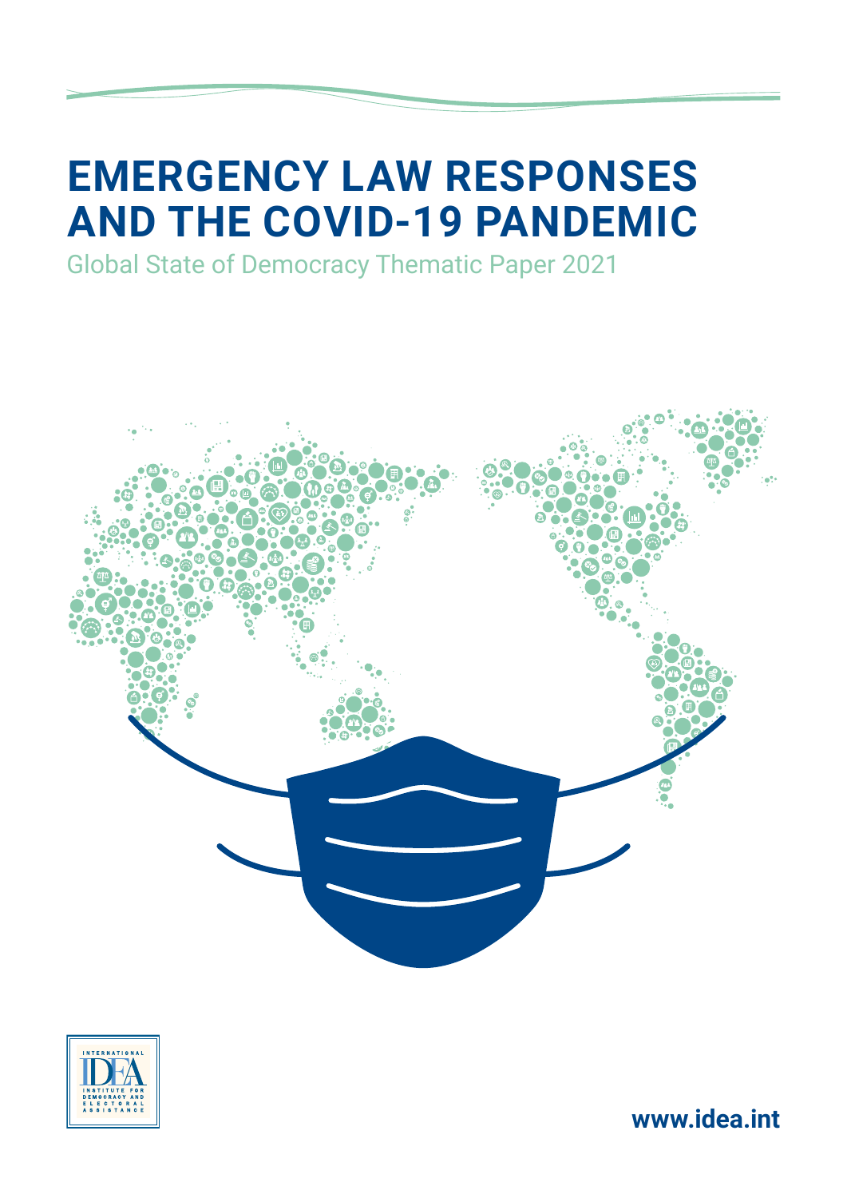# EMERGENCY LAW RESPONSES AND THE COVID-19 PANDEMIC

Global State of Democracy Thematic Paper 2021

INTERNATIONAL IDEA INSTITUTE FOR DEMOCRACY AND ELECTORAL ASSISTANCE

www.idea.int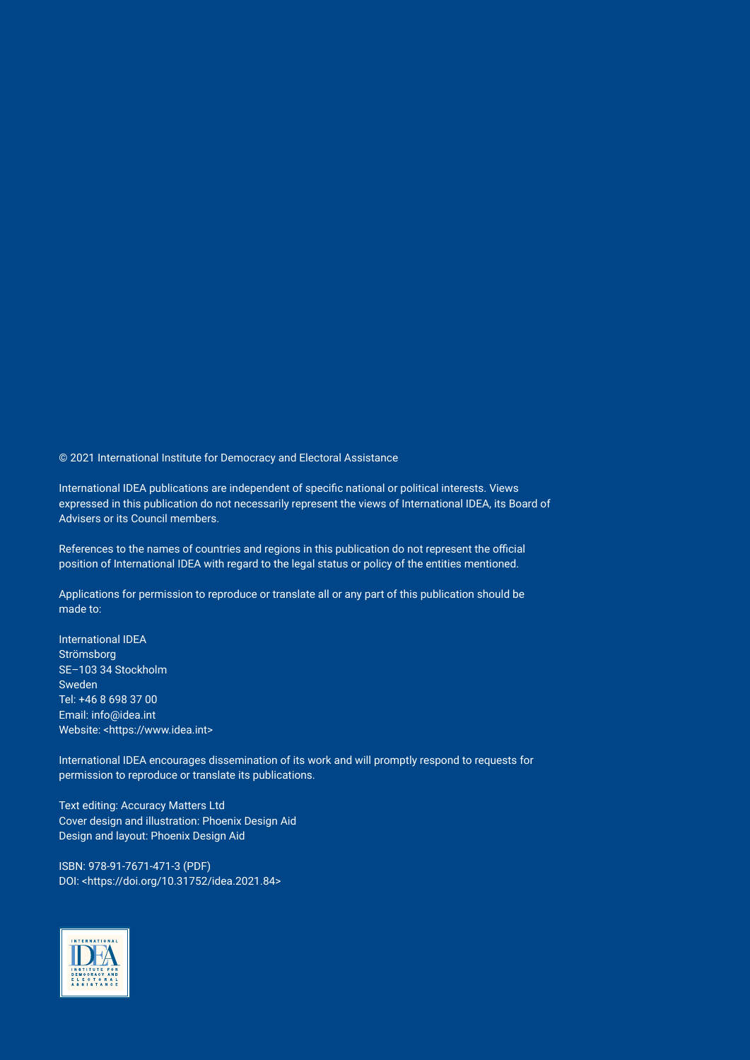© 2021 International Institute for Democracy and Electoral Assistance

International IDEA publications are independent of specific national or political interests. Views expressed in this publication do not necessarily represent the views of International IDEA, its Board of Advisers or its Council members.

References to the names of countries and regions in this publication do not represent the official position of International IDEA with regard to the legal status or policy of the entities mentioned.

Applications for permission to reproduce or translate all or any part of this publication should be made to:

International IDEA  
Strömsborg  
SE–103 34 Stockholm  
Sweden  
Tel: +46 8 698 37 00  
Email: info@idea.int  
Website: <https://www.idea.int>

International IDEA encourages dissemination of its work and will promptly respond to requests for permission to reproduce or translate its publications.

Text editing: Accuracy Matters Ltd  
Cover design and illustration: Phoenix Design Aid  
Design and layout: Phoenix Design Aid

ISBN: 978-91-7671-471-3 (PDF)  
DOI: <https://doi.org/10.31752/idea.2021.84>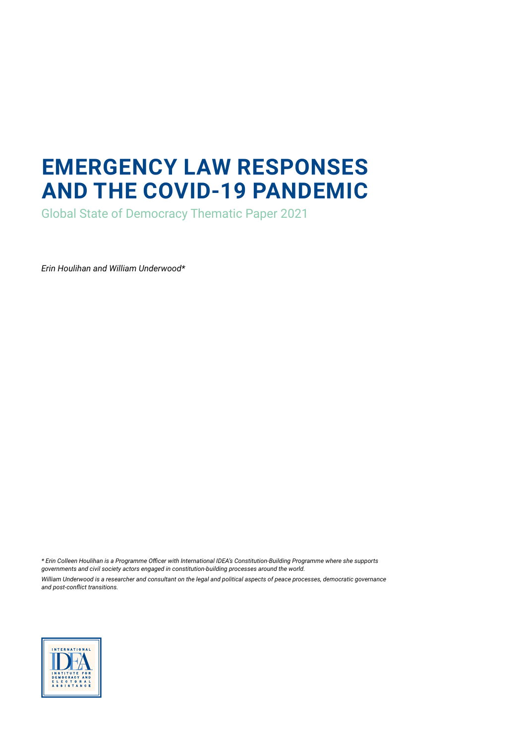# EMERGENCY LAW RESPONSES AND THE COVID-19 PANDEMIC

Global State of Democracy Thematic Paper 2021

*Erin Houlihan and William Underwood**

*\* Erin Colleen Houlihan is a Programme Officer with International IDEA's Constitution-Building Programme where she supports governments and civil society actors engaged in constitution-building processes around the world.*

*William Underwood is a researcher and consultant on the legal and political aspects of peace processes, democratic governance and post-conflict transitions.*

INTERNATIONAL IDEA INSTITUTE FOR DEMOCRACY AND ELECTORAL ASSISTANCE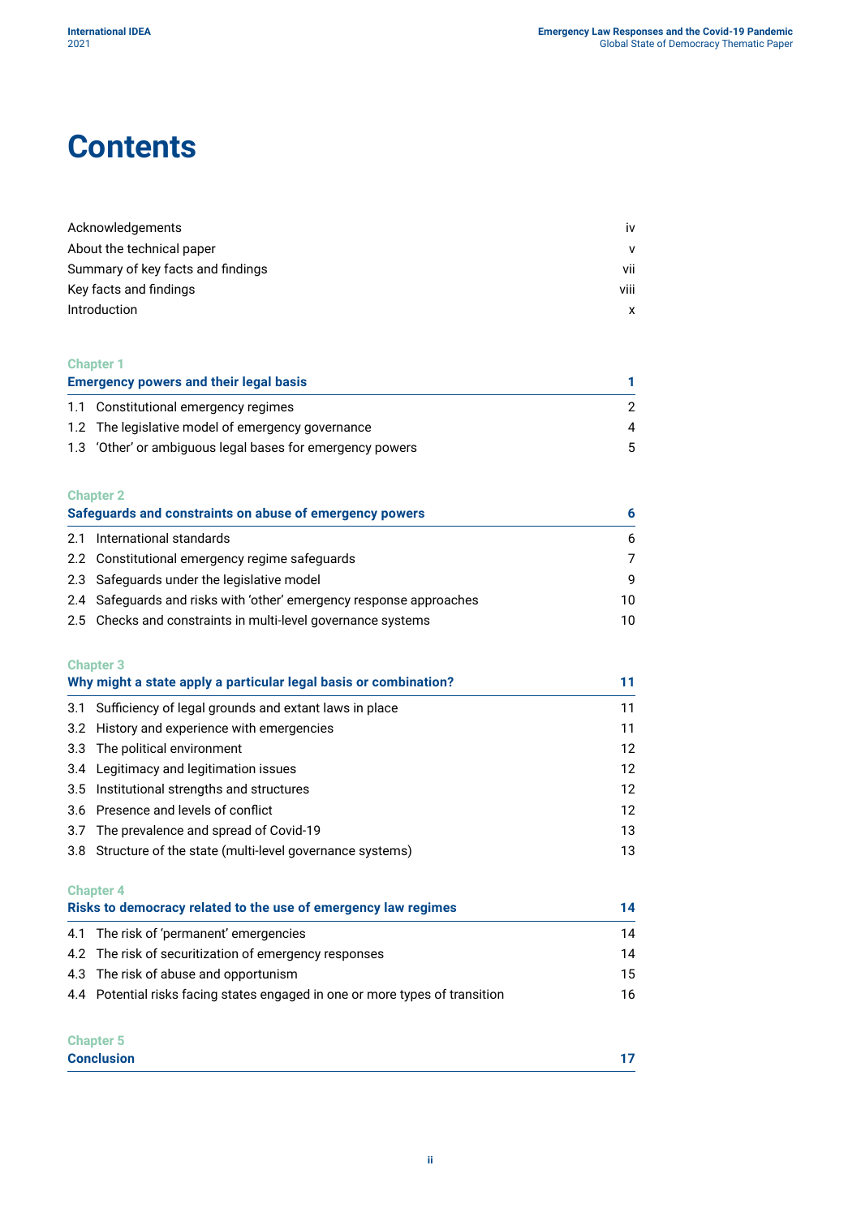# Contents

| | |
|---|---|
| Acknowledgements | iv |
| About the technical paper | v |
| Summary of key facts and findings | vii |
| Key facts and findings | viii |
| Introduction | x |

**Chapter 1**

| **Emergency powers and their legal basis** | **1** |
|---|---|
| 1.1 Constitutional emergency regimes | 2 |
| 1.2 The legislative model of emergency governance | 4 |
| 1.3 'Other' or ambiguous legal bases for emergency powers | 5 |

**Chapter 2**

| **Safeguards and constraints on abuse of emergency powers** | **6** |
|---|---|
| 2.1 International standards | 6 |
| 2.2 Constitutional emergency regime safeguards | 7 |
| 2.3 Safeguards under the legislative model | 9 |
| 2.4 Safeguards and risks with 'other' emergency response approaches | 10 |
| 2.5 Checks and constraints in multi-level governance systems | 10 |

**Chapter 3**

| **Why might a state apply a particular legal basis or combination?** | **11** |
|---|---|
| 3.1 Sufficiency of legal grounds and extant laws in place | 11 |
| 3.2 History and experience with emergencies | 11 |
| 3.3 The political environment | 12 |
| 3.4 Legitimacy and legitimation issues | 12 |
| 3.5 Institutional strengths and structures | 12 |
| 3.6 Presence and levels of conflict | 12 |
| 3.7 The prevalence and spread of Covid-19 | 13 |
| 3.8 Structure of the state (multi-level governance systems) | 13 |

**Chapter 4**

| **Risks to democracy related to the use of emergency law regimes** | **14** |
|---|---|
| 4.1 The risk of 'permanent' emergencies | 14 |
| 4.2 The risk of securitization of emergency responses | 14 |
| 4.3 The risk of abuse and opportunism | 15 |
| 4.4 Potential risks facing states engaged in one or more types of transition | 16 |

**Chapter 5**

| **Conclusion** | **17** |
|---|---|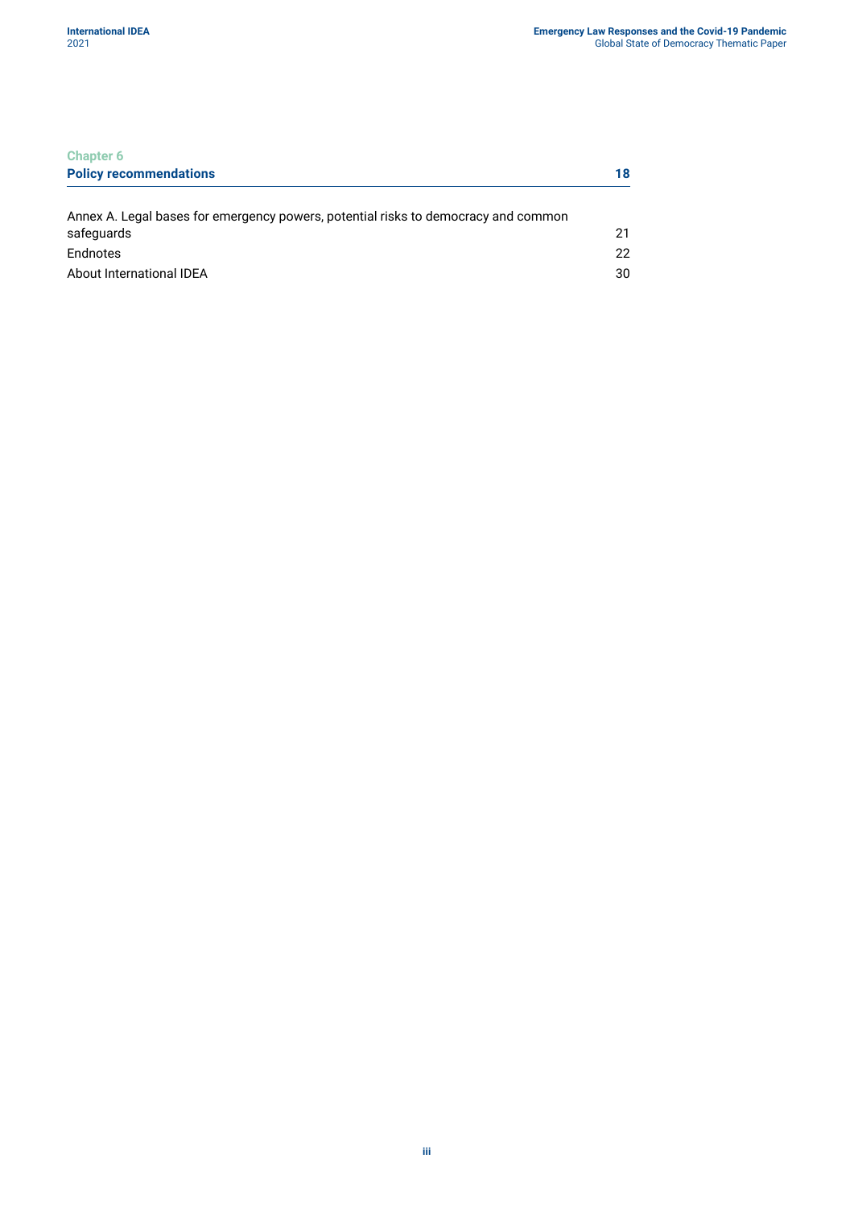Chapter 6

**Policy recommendations** 18

Annex A. Legal bases for emergency powers, potential risks to democracy and common safeguards 21

Endnotes 22

About International IDEA 30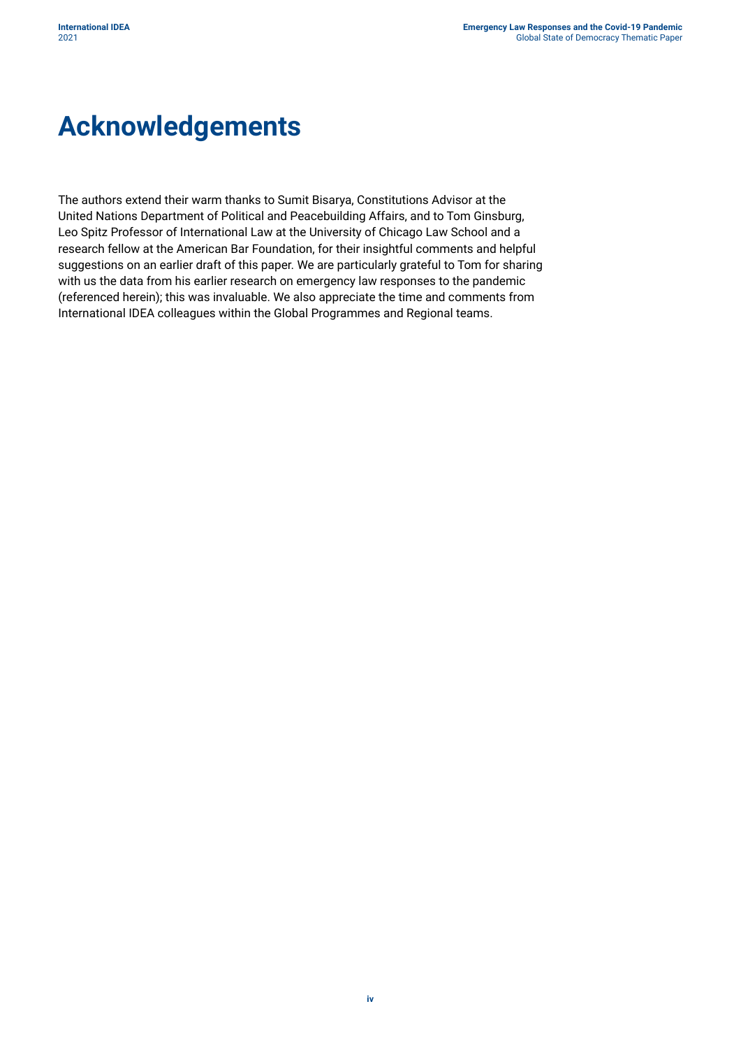# Acknowledgements

The authors extend their warm thanks to Sumit Bisarya, Constitutions Advisor at the United Nations Department of Political and Peacebuilding Affairs, and to Tom Ginsburg, Leo Spitz Professor of International Law at the University of Chicago Law School and a research fellow at the American Bar Foundation, for their insightful comments and helpful suggestions on an earlier draft of this paper. We are particularly grateful to Tom for sharing with us the data from his earlier research on emergency law responses to the pandemic (referenced herein); this was invaluable. We also appreciate the time and comments from International IDEA colleagues within the Global Programmes and Regional teams.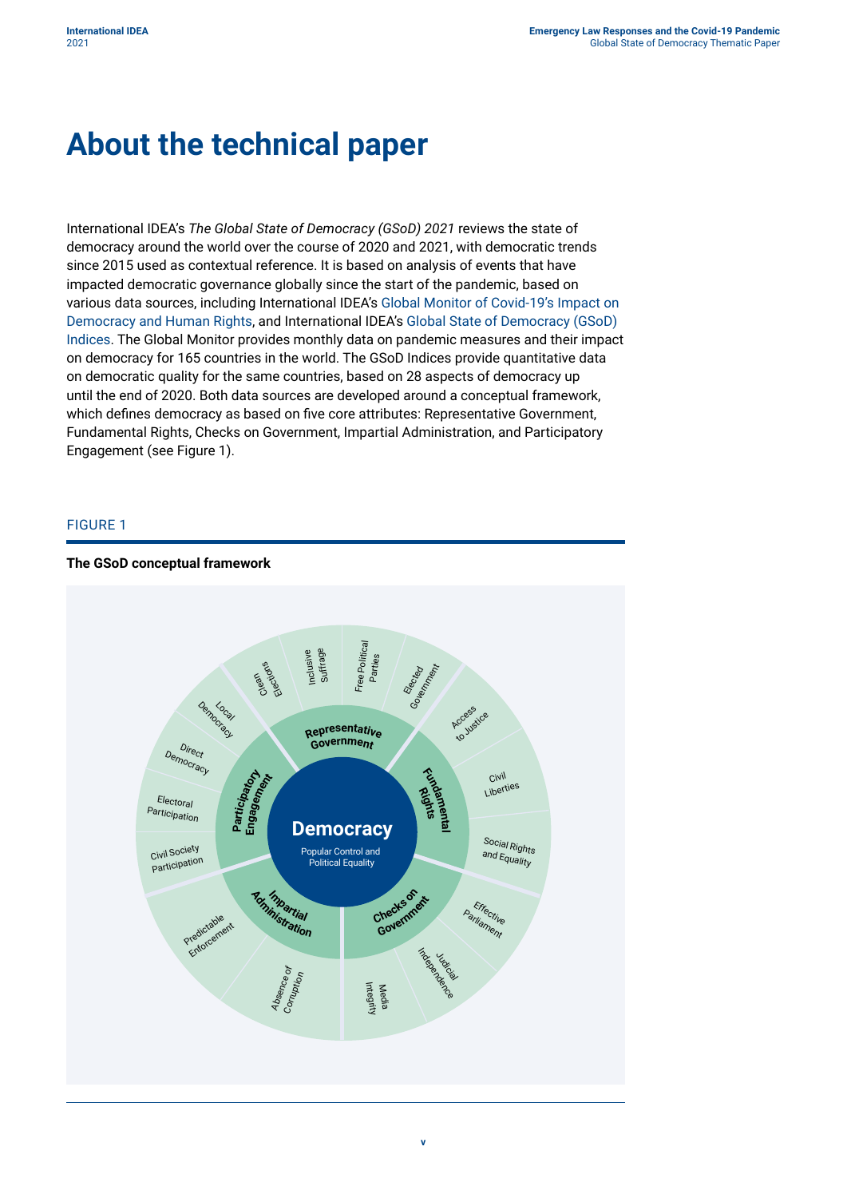# About the technical paper

International IDEA's *The Global State of Democracy (GSoD) 2021* reviews the state of democracy around the world over the course of 2020 and 2021, with democratic trends since 2015 used as contextual reference. It is based on analysis of events that have impacted democratic governance globally since the start of the pandemic, based on various data sources, including International IDEA's Global Monitor of Covid-19's Impact on Democracy and Human Rights, and International IDEA's Global State of Democracy (GSoD) Indices. The Global Monitor provides monthly data on pandemic measures and their impact on democracy for 165 countries in the world. The GSoD Indices provide quantitative data on democratic quality for the same countries, based on 28 aspects of democracy up until the end of 2020. Both data sources are developed around a conceptual framework, which defines democracy as based on five core attributes: Representative Government, Fundamental Rights, Checks on Government, Impartial Administration, and Participatory Engagement (see Figure 1).

FIGURE 1

**The GSoD conceptual framework**

Democracy: Popular Control and Political Equality

- Representative Government: Clean Elections, Inclusive Suffrage, Free Political Parties, Elected Government
- Fundamental Rights: Access to Justice, Civil Liberties, Social Rights and Equality
- Checks on Government: Effective Parliament, Judicial Independence, Media Integrity
- Impartial Administration: Absence of Corruption, Predictable Enforcement
- Participatory Engagement: Civil Society Participation, Electoral Participation, Direct Democracy, Local Democracy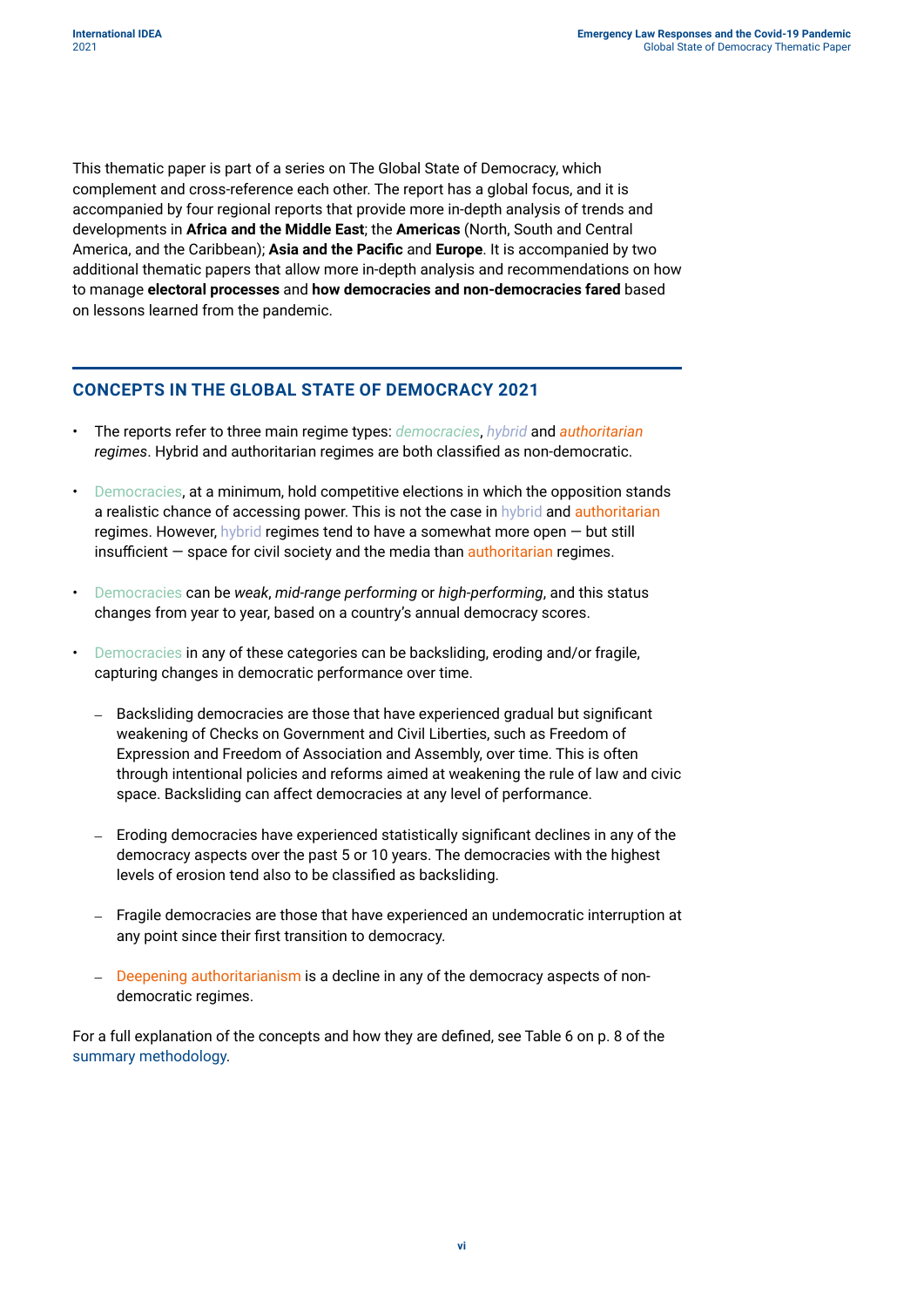This thematic paper is part of a series on The Global State of Democracy, which complement and cross-reference each other. The report has a global focus, and it is accompanied by four regional reports that provide more in-depth analysis of trends and developments in **Africa and the Middle East**; the **Americas** (North, South and Central America, and the Caribbean); **Asia and the Pacific** and **Europe**. It is accompanied by two additional thematic papers that allow more in-depth analysis and recommendations on how to manage **electoral processes** and **how democracies and non-democracies fared** based on lessons learned from the pandemic.

## CONCEPTS IN THE GLOBAL STATE OF DEMOCRACY 2021

- The reports refer to three main regime types: *democracies*, *hybrid* and *authoritarian regimes*. Hybrid and authoritarian regimes are both classified as non-democratic.
- Democracies, at a minimum, hold competitive elections in which the opposition stands a realistic chance of accessing power. This is not the case in hybrid and authoritarian regimes. However, hybrid regimes tend to have a somewhat more open — but still insufficient — space for civil society and the media than authoritarian regimes.
- Democracies can be *weak*, *mid-range performing* or *high-performing*, and this status changes from year to year, based on a country's annual democracy scores.
- Democracies in any of these categories can be backsliding, eroding and/or fragile, capturing changes in democratic performance over time.
  - Backsliding democracies are those that have experienced gradual but significant weakening of Checks on Government and Civil Liberties, such as Freedom of Expression and Freedom of Association and Assembly, over time. This is often through intentional policies and reforms aimed at weakening the rule of law and civic space. Backsliding can affect democracies at any level of performance.
  - Eroding democracies have experienced statistically significant declines in any of the democracy aspects over the past 5 or 10 years. The democracies with the highest levels of erosion tend also to be classified as backsliding.
  - Fragile democracies are those that have experienced an undemocratic interruption at any point since their first transition to democracy.
  - Deepening authoritarianism is a decline in any of the democracy aspects of non-democratic regimes.

For a full explanation of the concepts and how they are defined, see Table 6 on p. 8 of the summary methodology.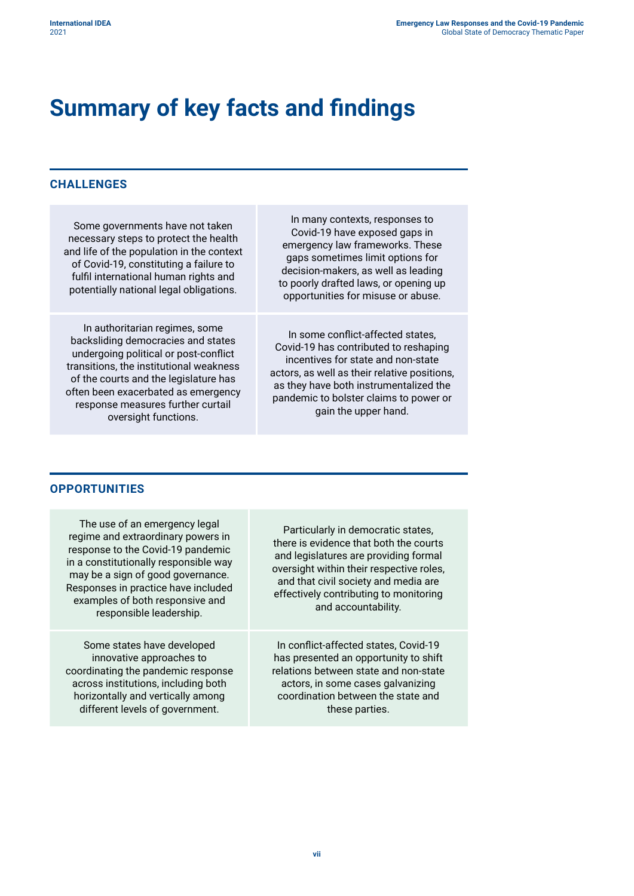# Summary of key facts and findings

## CHALLENGES

Some governments have not taken necessary steps to protect the health and life of the population in the context of Covid-19, constituting a failure to fulfil international human rights and potentially national legal obligations.

In many contexts, responses to Covid-19 have exposed gaps in emergency law frameworks. These gaps sometimes limit options for decision-makers, as well as leading to poorly drafted laws, or opening up opportunities for misuse or abuse.

In authoritarian regimes, some backsliding democracies and states undergoing political or post-conflict transitions, the institutional weakness of the courts and the legislature has often been exacerbated as emergency response measures further curtail oversight functions.

In some conflict-affected states, Covid-19 has contributed to reshaping incentives for state and non-state actors, as well as their relative positions, as they have both instrumentalized the pandemic to bolster claims to power or gain the upper hand.

## OPPORTUNITIES

The use of an emergency legal regime and extraordinary powers in response to the Covid-19 pandemic in a constitutionally responsible way may be a sign of good governance. Responses in practice have included examples of both responsive and responsible leadership.

Particularly in democratic states, there is evidence that both the courts and legislatures are providing formal oversight within their respective roles, and that civil society and media are effectively contributing to monitoring and accountability.

Some states have developed innovative approaches to coordinating the pandemic response across institutions, including both horizontally and vertically among different levels of government.

In conflict-affected states, Covid-19 has presented an opportunity to shift relations between state and non-state actors, in some cases galvanizing coordination between the state and these parties.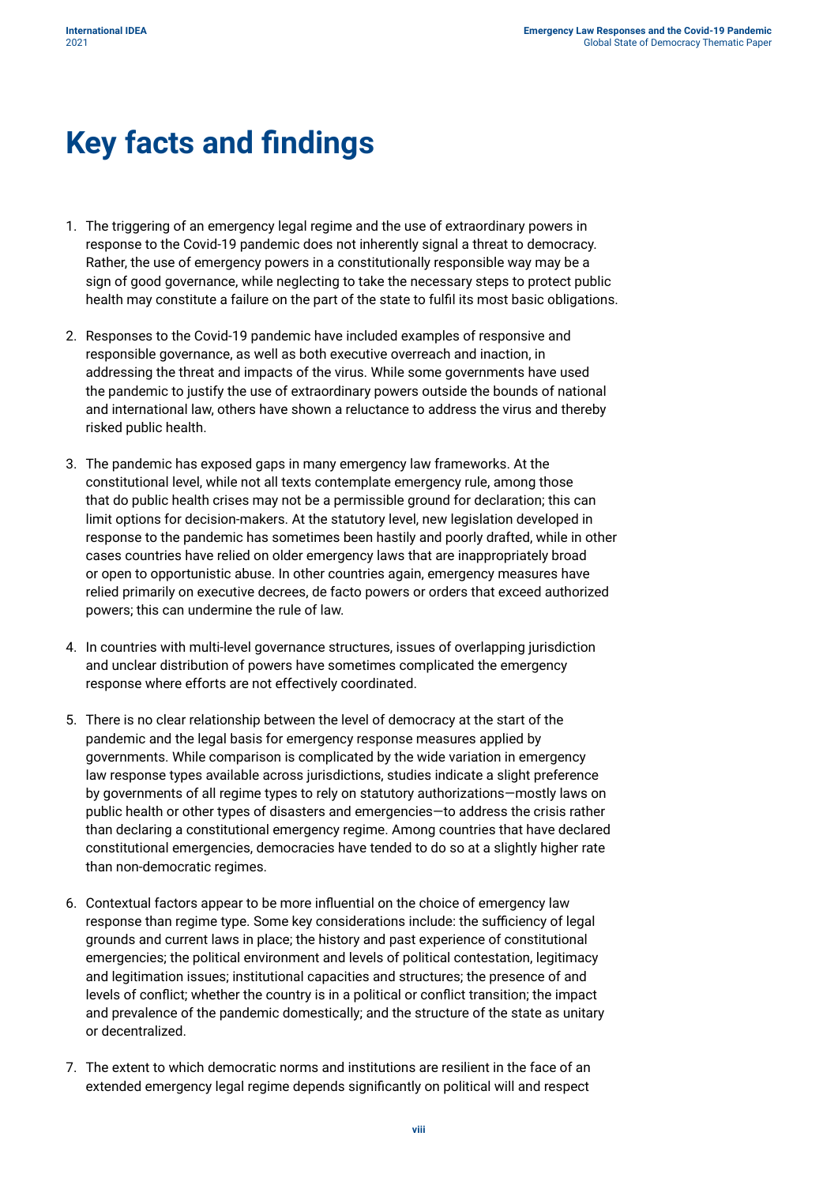# Key facts and findings

1. The triggering of an emergency legal regime and the use of extraordinary powers in response to the Covid-19 pandemic does not inherently signal a threat to democracy. Rather, the use of emergency powers in a constitutionally responsible way may be a sign of good governance, while neglecting to take the necessary steps to protect public health may constitute a failure on the part of the state to fulfil its most basic obligations.

2. Responses to the Covid-19 pandemic have included examples of responsive and responsible governance, as well as both executive overreach and inaction, in addressing the threat and impacts of the virus. While some governments have used the pandemic to justify the use of extraordinary powers outside the bounds of national and international law, others have shown a reluctance to address the virus and thereby risked public health.

3. The pandemic has exposed gaps in many emergency law frameworks. At the constitutional level, while not all texts contemplate emergency rule, among those that do public health crises may not be a permissible ground for declaration; this can limit options for decision-makers. At the statutory level, new legislation developed in response to the pandemic has sometimes been hastily and poorly drafted, while in other cases countries have relied on older emergency laws that are inappropriately broad or open to opportunistic abuse. In other countries again, emergency measures have relied primarily on executive decrees, de facto powers or orders that exceed authorized powers; this can undermine the rule of law.

4. In countries with multi-level governance structures, issues of overlapping jurisdiction and unclear distribution of powers have sometimes complicated the emergency response where efforts are not effectively coordinated.

5. There is no clear relationship between the level of democracy at the start of the pandemic and the legal basis for emergency response measures applied by governments. While comparison is complicated by the wide variation in emergency law response types available across jurisdictions, studies indicate a slight preference by governments of all regime types to rely on statutory authorizations—mostly laws on public health or other types of disasters and emergencies—to address the crisis rather than declaring a constitutional emergency regime. Among countries that have declared constitutional emergencies, democracies have tended to do so at a slightly higher rate than non-democratic regimes.

6. Contextual factors appear to be more influential on the choice of emergency law response than regime type. Some key considerations include: the sufficiency of legal grounds and current laws in place; the history and past experience of constitutional emergencies; the political environment and levels of political contestation, legitimacy and legitimation issues; institutional capacities and structures; the presence of and levels of conflict; whether the country is in a political or conflict transition; the impact and prevalence of the pandemic domestically; and the structure of the state as unitary or decentralized.

7. The extent to which democratic norms and institutions are resilient in the face of an extended emergency legal regime depends significantly on political will and respect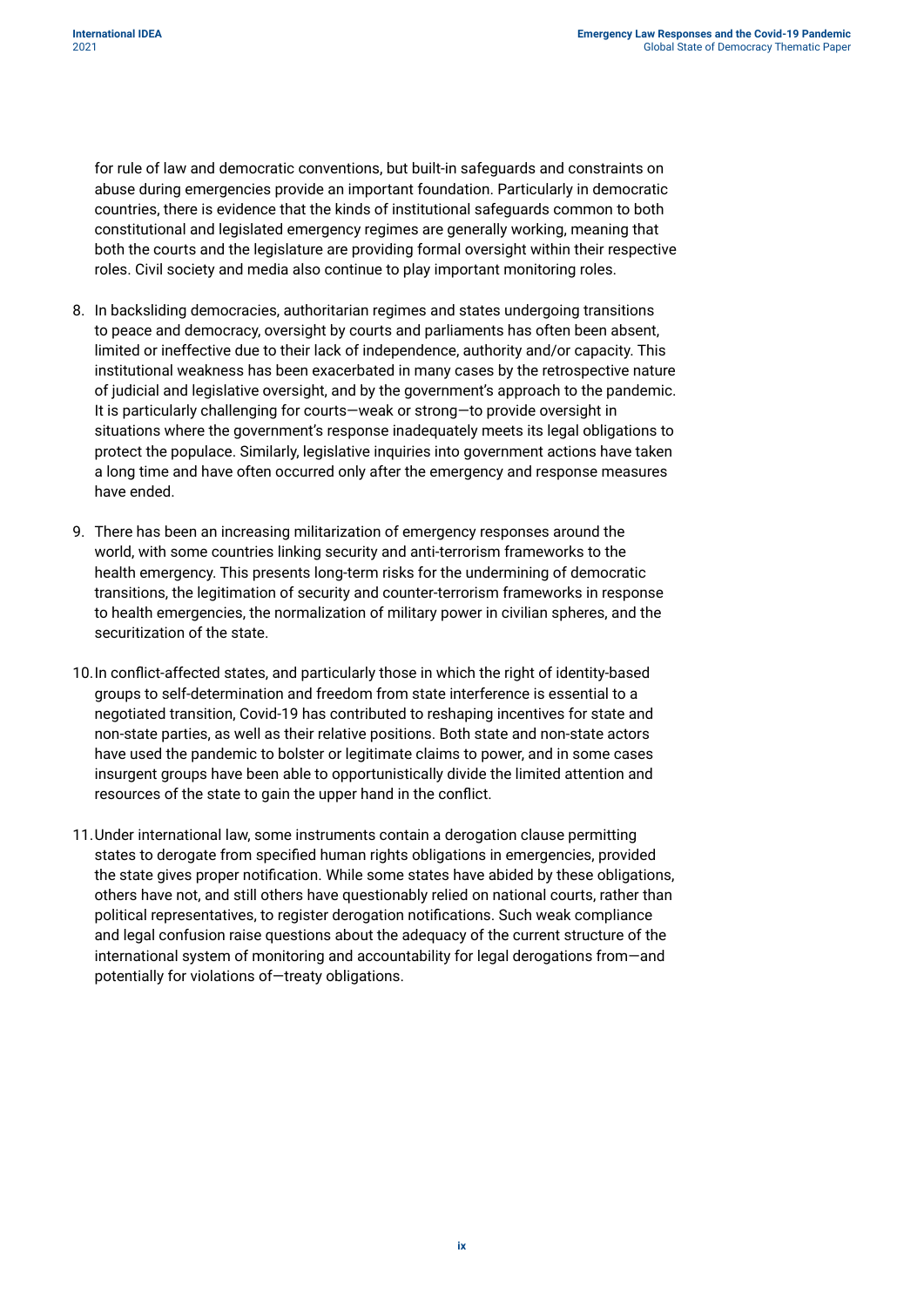for rule of law and democratic conventions, but built-in safeguards and constraints on abuse during emergencies provide an important foundation. Particularly in democratic countries, there is evidence that the kinds of institutional safeguards common to both constitutional and legislated emergency regimes are generally working, meaning that both the courts and the legislature are providing formal oversight within their respective roles. Civil society and media also continue to play important monitoring roles.

8. In backsliding democracies, authoritarian regimes and states undergoing transitions to peace and democracy, oversight by courts and parliaments has often been absent, limited or ineffective due to their lack of independence, authority and/or capacity. This institutional weakness has been exacerbated in many cases by the retrospective nature of judicial and legislative oversight, and by the government's approach to the pandemic. It is particularly challenging for courts—weak or strong—to provide oversight in situations where the government's response inadequately meets its legal obligations to protect the populace. Similarly, legislative inquiries into government actions have taken a long time and have often occurred only after the emergency and response measures have ended.

9. There has been an increasing militarization of emergency responses around the world, with some countries linking security and anti-terrorism frameworks to the health emergency. This presents long-term risks for the undermining of democratic transitions, the legitimation of security and counter-terrorism frameworks in response to health emergencies, the normalization of military power in civilian spheres, and the securitization of the state.

10. In conflict-affected states, and particularly those in which the right of identity-based groups to self-determination and freedom from state interference is essential to a negotiated transition, Covid-19 has contributed to reshaping incentives for state and non-state parties, as well as their relative positions. Both state and non-state actors have used the pandemic to bolster or legitimate claims to power, and in some cases insurgent groups have been able to opportunistically divide the limited attention and resources of the state to gain the upper hand in the conflict.

11. Under international law, some instruments contain a derogation clause permitting states to derogate from specified human rights obligations in emergencies, provided the state gives proper notification. While some states have abided by these obligations, others have not, and still others have questionably relied on national courts, rather than political representatives, to register derogation notifications. Such weak compliance and legal confusion raise questions about the adequacy of the current structure of the international system of monitoring and accountability for legal derogations from—and potentially for violations of—treaty obligations.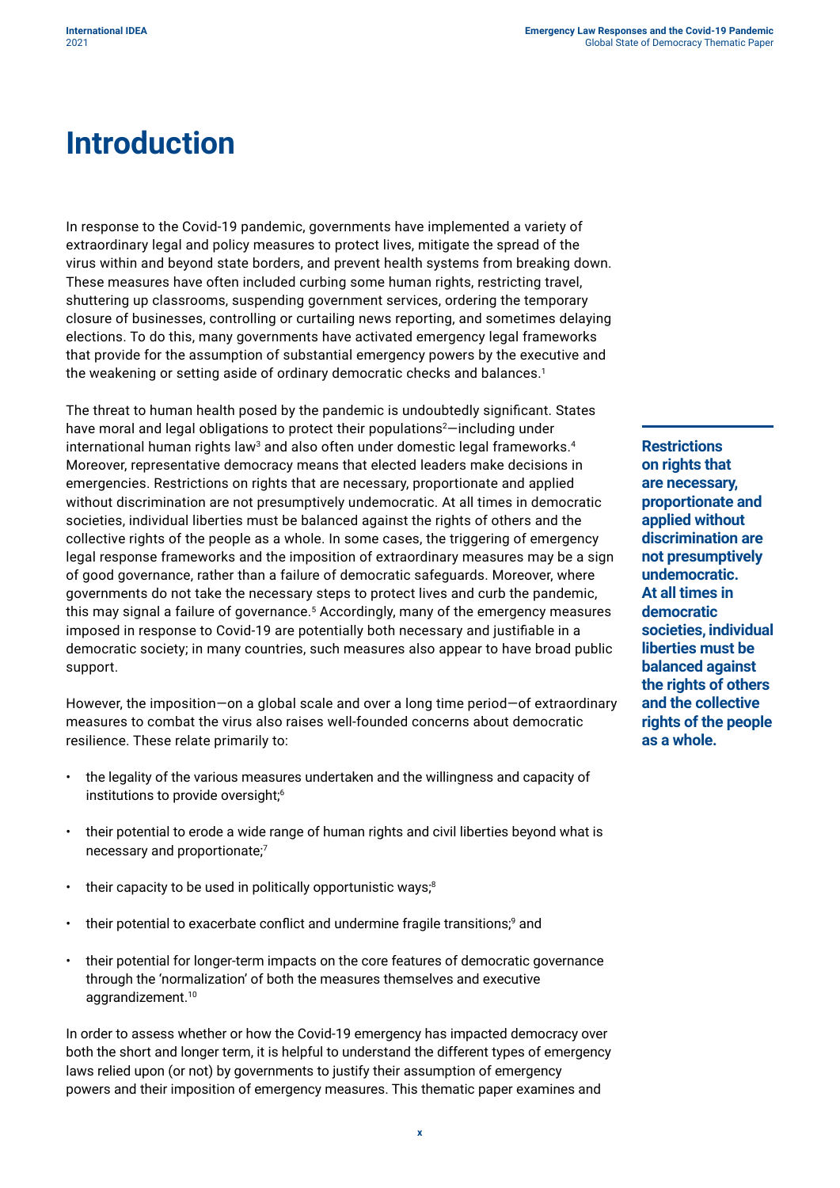# Introduction

In response to the Covid-19 pandemic, governments have implemented a variety of extraordinary legal and policy measures to protect lives, mitigate the spread of the virus within and beyond state borders, and prevent health systems from breaking down. These measures have often included curbing some human rights, restricting travel, shuttering up classrooms, suspending government services, ordering the temporary closure of businesses, controlling or curtailing news reporting, and sometimes delaying elections. To do this, many governments have activated emergency legal frameworks that provide for the assumption of substantial emergency powers by the executive and the weakening or setting aside of ordinary democratic checks and balances.[1]

The threat to human health posed by the pandemic is undoubtedly significant. States have moral and legal obligations to protect their populations[2]—including under international human rights law[3] and also often under domestic legal frameworks.[4] Moreover, representative democracy means that elected leaders make decisions in emergencies. Restrictions on rights that are necessary, proportionate and applied without discrimination are not presumptively undemocratic. At all times in democratic societies, individual liberties must be balanced against the rights of others and the collective rights of the people as a whole. In some cases, the triggering of emergency legal response frameworks and the imposition of extraordinary measures may be a sign of good governance, rather than a failure of democratic safeguards. Moreover, where governments do not take the necessary steps to protect lives and curb the pandemic, this may signal a failure of governance.[5] Accordingly, many of the emergency measures imposed in response to Covid-19 are potentially both necessary and justifiable in a democratic society; in many countries, such measures also appear to have broad public support.

**Restrictions on rights that are necessary, proportionate and applied without discrimination are not presumptively undemocratic. At all times in democratic societies, individual liberties must be balanced against the rights of others and the collective rights of the people as a whole.**

However, the imposition—on a global scale and over a long time period—of extraordinary measures to combat the virus also raises well-founded concerns about democratic resilience. These relate primarily to:

- the legality of the various measures undertaken and the willingness and capacity of institutions to provide oversight;[6]
- their potential to erode a wide range of human rights and civil liberties beyond what is necessary and proportionate;[7]
- their capacity to be used in politically opportunistic ways;[8]
- their potential to exacerbate conflict and undermine fragile transitions;[9] and
- their potential for longer-term impacts on the core features of democratic governance through the 'normalization' of both the measures themselves and executive aggrandizement.[10]

In order to assess whether or how the Covid-19 emergency has impacted democracy over both the short and longer term, it is helpful to understand the different types of emergency laws relied upon (or not) by governments to justify their assumption of emergency powers and their imposition of emergency measures. This thematic paper examines and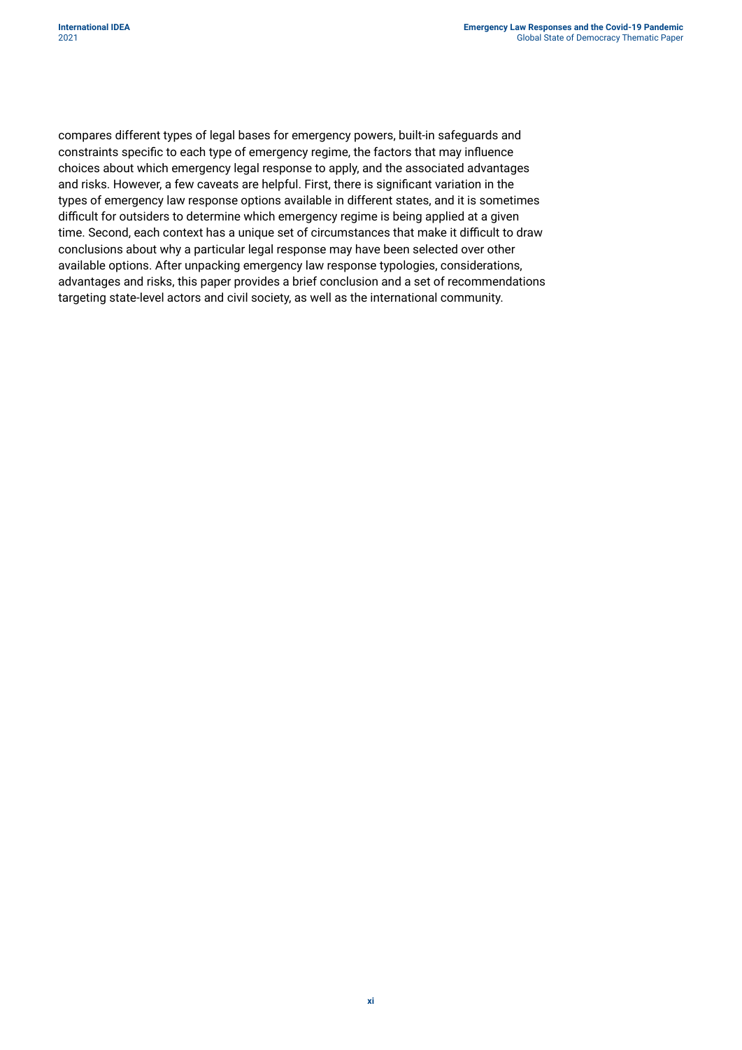compares different types of legal bases for emergency powers, built-in safeguards and constraints specific to each type of emergency regime, the factors that may influence choices about which emergency legal response to apply, and the associated advantages and risks. However, a few caveats are helpful. First, there is significant variation in the types of emergency law response options available in different states, and it is sometimes difficult for outsiders to determine which emergency regime is being applied at a given time. Second, each context has a unique set of circumstances that make it difficult to draw conclusions about why a particular legal response may have been selected over other available options. After unpacking emergency law response typologies, considerations, advantages and risks, this paper provides a brief conclusion and a set of recommendations targeting state-level actors and civil society, as well as the international community.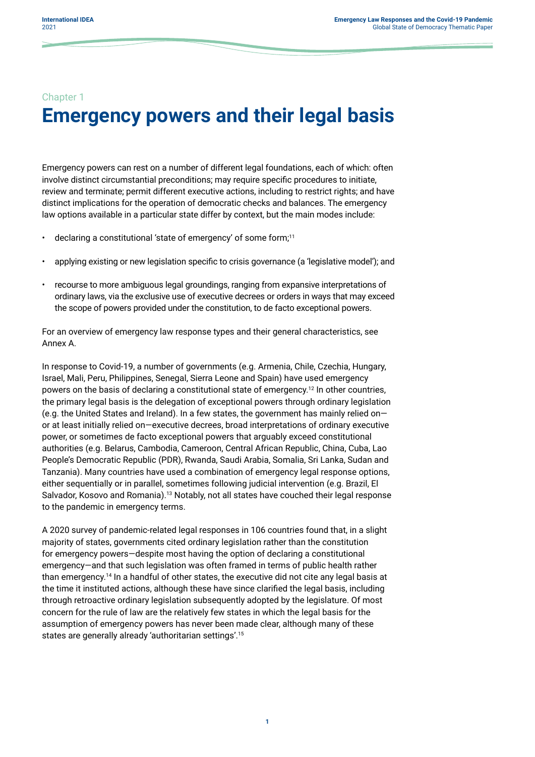Chapter 1

# Emergency powers and their legal basis

Emergency powers can rest on a number of different legal foundations, each of which: often involve distinct circumstantial preconditions; may require specific procedures to initiate, review and terminate; permit different executive actions, including to restrict rights; and have distinct implications for the operation of democratic checks and balances. The emergency law options available in a particular state differ by context, but the main modes include:

- declaring a constitutional 'state of emergency' of some form;[11]
- applying existing or new legislation specific to crisis governance (a 'legislative model'); and
- recourse to more ambiguous legal groundings, ranging from expansive interpretations of ordinary laws, via the exclusive use of executive decrees or orders in ways that may exceed the scope of powers provided under the constitution, to de facto exceptional powers.

For an overview of emergency law response types and their general characteristics, see Annex A.

In response to Covid-19, a number of governments (e.g. Armenia, Chile, Czechia, Hungary, Israel, Mali, Peru, Philippines, Senegal, Sierra Leone and Spain) have used emergency powers on the basis of declaring a constitutional state of emergency.[12] In other countries, the primary legal basis is the delegation of exceptional powers through ordinary legislation (e.g. the United States and Ireland). In a few states, the government has mainly relied on—or at least initially relied on—executive decrees, broad interpretations of ordinary executive power, or sometimes de facto exceptional powers that arguably exceed constitutional authorities (e.g. Belarus, Cambodia, Cameroon, Central African Republic, China, Cuba, Lao People's Democratic Republic (PDR), Rwanda, Saudi Arabia, Somalia, Sri Lanka, Sudan and Tanzania). Many countries have used a combination of emergency legal response options, either sequentially or in parallel, sometimes following judicial intervention (e.g. Brazil, El Salvador, Kosovo and Romania).[13] Notably, not all states have couched their legal response to the pandemic in emergency terms.

A 2020 survey of pandemic-related legal responses in 106 countries found that, in a slight majority of states, governments cited ordinary legislation rather than the constitution for emergency powers—despite most having the option of declaring a constitutional emergency—and that such legislation was often framed in terms of public health rather than emergency.[14] In a handful of other states, the executive did not cite any legal basis at the time it instituted actions, although these have since clarified the legal basis, including through retroactive ordinary legislation subsequently adopted by the legislature. Of most concern for the rule of law are the relatively few states in which the legal basis for the assumption of emergency powers has never been made clear, although many of these states are generally already 'authoritarian settings'.[15]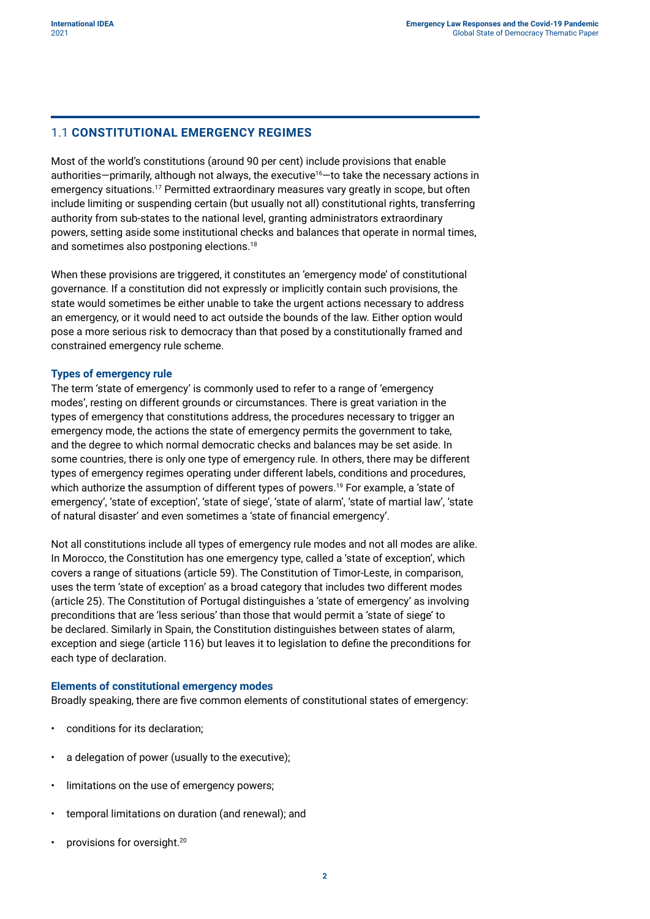## 1.1 CONSTITUTIONAL EMERGENCY REGIMES

Most of the world's constitutions (around 90 per cent) include provisions that enable authorities—primarily, although not always, the executive[16]—to take the necessary actions in emergency situations.[17] Permitted extraordinary measures vary greatly in scope, but often include limiting or suspending certain (but usually not all) constitutional rights, transferring authority from sub-states to the national level, granting administrators extraordinary powers, setting aside some institutional checks and balances that operate in normal times, and sometimes also postponing elections.[18]

When these provisions are triggered, it constitutes an 'emergency mode' of constitutional governance. If a constitution did not expressly or implicitly contain such provisions, the state would sometimes be either unable to take the urgent actions necessary to address an emergency, or it would need to act outside the bounds of the law. Either option would pose a more serious risk to democracy than that posed by a constitutionally framed and constrained emergency rule scheme.

### Types of emergency rule

The term 'state of emergency' is commonly used to refer to a range of 'emergency modes', resting on different grounds or circumstances. There is great variation in the types of emergency that constitutions address, the procedures necessary to trigger an emergency mode, the actions the state of emergency permits the government to take, and the degree to which normal democratic checks and balances may be set aside. In some countries, there is only one type of emergency rule. In others, there may be different types of emergency regimes operating under different labels, conditions and procedures, which authorize the assumption of different types of powers.[19] For example, a 'state of emergency', 'state of exception', 'state of siege', 'state of alarm', 'state of martial law', 'state of natural disaster' and even sometimes a 'state of financial emergency'.

Not all constitutions include all types of emergency rule modes and not all modes are alike. In Morocco, the Constitution has one emergency type, called a 'state of exception', which covers a range of situations (article 59). The Constitution of Timor-Leste, in comparison, uses the term 'state of exception' as a broad category that includes two different modes (article 25). The Constitution of Portugal distinguishes a 'state of emergency' as involving preconditions that are 'less serious' than those that would permit a 'state of siege' to be declared. Similarly in Spain, the Constitution distinguishes between states of alarm, exception and siege (article 116) but leaves it to legislation to define the preconditions for each type of declaration.

### Elements of constitutional emergency modes

Broadly speaking, there are five common elements of constitutional states of emergency:

- conditions for its declaration;
- a delegation of power (usually to the executive);
- limitations on the use of emergency powers;
- temporal limitations on duration (and renewal); and
- provisions for oversight.[20]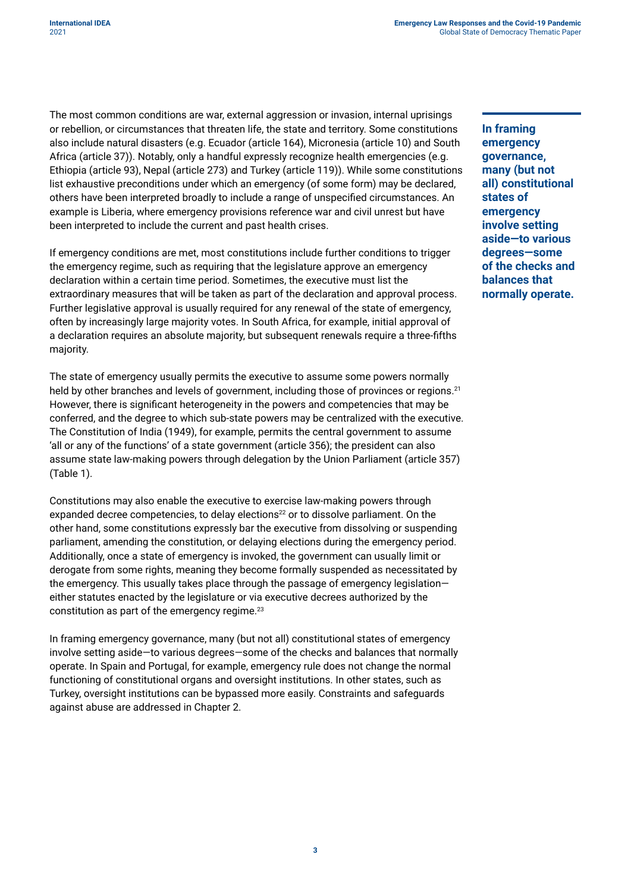The most common conditions are war, external aggression or invasion, internal uprisings or rebellion, or circumstances that threaten life, the state and territory. Some constitutions also include natural disasters (e.g. Ecuador (article 164), Micronesia (article 10) and South Africa (article 37)). Notably, only a handful expressly recognize health emergencies (e.g. Ethiopia (article 93), Nepal (article 273) and Turkey (article 119)). While some constitutions list exhaustive preconditions under which an emergency (of some form) may be declared, others have been interpreted broadly to include a range of unspecified circumstances. An example is Liberia, where emergency provisions reference war and civil unrest but have been interpreted to include the current and past health crises.

If emergency conditions are met, most constitutions include further conditions to trigger the emergency regime, such as requiring that the legislature approve an emergency declaration within a certain time period. Sometimes, the executive must list the extraordinary measures that will be taken as part of the declaration and approval process. Further legislative approval is usually required for any renewal of the state of emergency, often by increasingly large majority votes. In South Africa, for example, initial approval of a declaration requires an absolute majority, but subsequent renewals require a three-fifths majority.

The state of emergency usually permits the executive to assume some powers normally held by other branches and levels of government, including those of provinces or regions.[21] However, there is significant heterogeneity in the powers and competencies that may be conferred, and the degree to which sub-state powers may be centralized with the executive. The Constitution of India (1949), for example, permits the central government to assume 'all or any of the functions' of a state government (article 356); the president can also assume state law-making powers through delegation by the Union Parliament (article 357) (Table 1).

Constitutions may also enable the executive to exercise law-making powers through expanded decree competencies, to delay elections[22] or to dissolve parliament. On the other hand, some constitutions expressly bar the executive from dissolving or suspending parliament, amending the constitution, or delaying elections during the emergency period. Additionally, once a state of emergency is invoked, the government can usually limit or derogate from some rights, meaning they become formally suspended as necessitated by the emergency. This usually takes place through the passage of emergency legislation—either statutes enacted by the legislature or via executive decrees authorized by the constitution as part of the emergency regime.[23]

In framing emergency governance, many (but not all) constitutional states of emergency involve setting aside—to various degrees—some of the checks and balances that normally operate. In Spain and Portugal, for example, emergency rule does not change the normal functioning of constitutional organs and oversight institutions. In other states, such as Turkey, oversight institutions can be bypassed more easily. Constraints and safeguards against abuse are addressed in Chapter 2.

**In framing emergency governance, many (but not all) constitutional states of emergency involve setting aside—to various degrees—some of the checks and balances that normally operate.**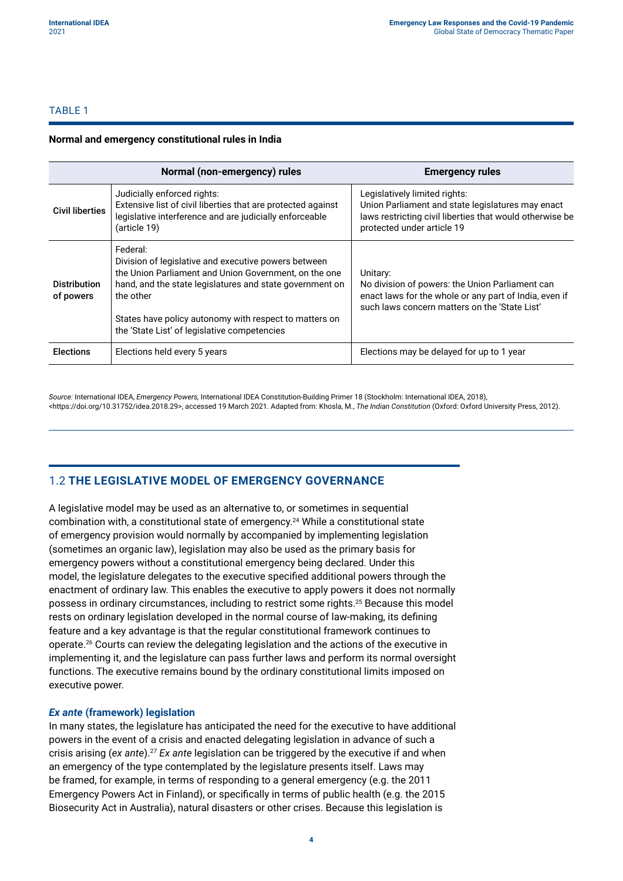TABLE 1

**Normal and emergency constitutional rules in India**

| | Normal (non-emergency) rules | Emergency rules |
|---|---|---|
| **Civil liberties** | Judicially enforced rights: Extensive list of civil liberties that are protected against legislative interference and are judicially enforceable (article 19) | Legislatively limited rights: Union Parliament and state legislatures may enact laws restricting civil liberties that would otherwise be protected under article 19 |
| **Distribution of powers** | Federal: Division of legislative and executive powers between the Union Parliament and Union Government, on the one hand, and the state legislatures and state government on the other<br><br>States have policy autonomy with respect to matters on the 'State List' of legislative competencies | Unitary: No division of powers: the Union Parliament can enact laws for the whole or any part of India, even if such laws concern matters on the 'State List' |
| **Elections** | Elections held every 5 years | Elections may be delayed for up to 1 year |

*Source:* International IDEA, *Emergency Powers,* International IDEA Constitution-Building Primer 18 (Stockholm: International IDEA, 2018), <https://doi.org/10.31752/idea.2018.29>, accessed 19 March 2021. Adapted from: Khosla, M., *The Indian Constitution* (Oxford: Oxford University Press, 2012).

## 1.2 THE LEGISLATIVE MODEL OF EMERGENCY GOVERNANCE

A legislative model may be used as an alternative to, or sometimes in sequential combination with, a constitutional state of emergency.[24] While a constitutional state of emergency provision would normally by accompanied by implementing legislation (sometimes an organic law), legislation may also be used as the primary basis for emergency powers without a constitutional emergency being declared. Under this model, the legislature delegates to the executive specified additional powers through the enactment of ordinary law. This enables the executive to apply powers it does not normally possess in ordinary circumstances, including to restrict some rights.[25] Because this model rests on ordinary legislation developed in the normal course of law-making, its defining feature and a key advantage is that the regular constitutional framework continues to operate.[26] Courts can review the delegating legislation and the actions of the executive in implementing it, and the legislature can pass further laws and perform its normal oversight functions. The executive remains bound by the ordinary constitutional limits imposed on executive power.

### *Ex ante* (framework) legislation

In many states, the legislature has anticipated the need for the executive to have additional powers in the event of a crisis and enacted delegating legislation in advance of such a crisis arising (*ex ante*).[27] *Ex ante* legislation can be triggered by the executive if and when an emergency of the type contemplated by the legislature presents itself. Laws may be framed, for example, in terms of responding to a general emergency (e.g. the 2011 Emergency Powers Act in Finland), or specifically in terms of public health (e.g. the 2015 Biosecurity Act in Australia), natural disasters or other crises. Because this legislation is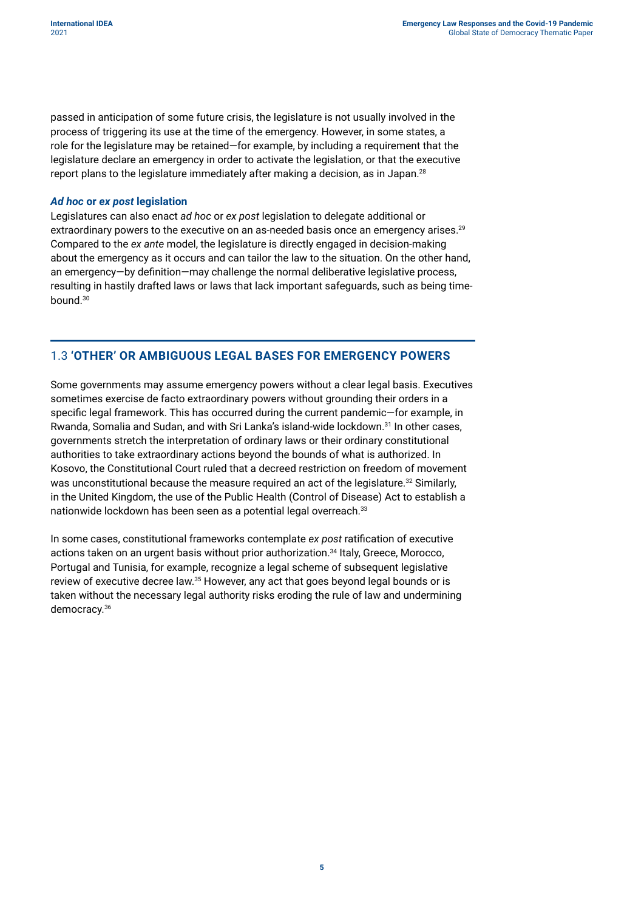passed in anticipation of some future crisis, the legislature is not usually involved in the process of triggering its use at the time of the emergency. However, in some states, a role for the legislature may be retained—for example, by including a requirement that the legislature declare an emergency in order to activate the legislation, or that the executive report plans to the legislature immediately after making a decision, as in Japan.[28]

### *Ad hoc* or *ex post* legislation

Legislatures can also enact *ad hoc* or *ex post* legislation to delegate additional or extraordinary powers to the executive on an as-needed basis once an emergency arises.[29] Compared to the *ex ante* model, the legislature is directly engaged in decision-making about the emergency as it occurs and can tailor the law to the situation. On the other hand, an emergency—by definition—may challenge the normal deliberative legislative process, resulting in hastily drafted laws or laws that lack important safeguards, such as being time-bound.[30]

## 1.3 'OTHER' OR AMBIGUOUS LEGAL BASES FOR EMERGENCY POWERS

Some governments may assume emergency powers without a clear legal basis. Executives sometimes exercise de facto extraordinary powers without grounding their orders in a specific legal framework. This has occurred during the current pandemic—for example, in Rwanda, Somalia and Sudan, and with Sri Lanka's island-wide lockdown.[31] In other cases, governments stretch the interpretation of ordinary laws or their ordinary constitutional authorities to take extraordinary actions beyond the bounds of what is authorized. In Kosovo, the Constitutional Court ruled that a decreed restriction on freedom of movement was unconstitutional because the measure required an act of the legislature.[32] Similarly, in the United Kingdom, the use of the Public Health (Control of Disease) Act to establish a nationwide lockdown has been seen as a potential legal overreach.[33]

In some cases, constitutional frameworks contemplate *ex post* ratification of executive actions taken on an urgent basis without prior authorization.[34] Italy, Greece, Morocco, Portugal and Tunisia, for example, recognize a legal scheme of subsequent legislative review of executive decree law.[35] However, any act that goes beyond legal bounds or is taken without the necessary legal authority risks eroding the rule of law and undermining democracy.[36]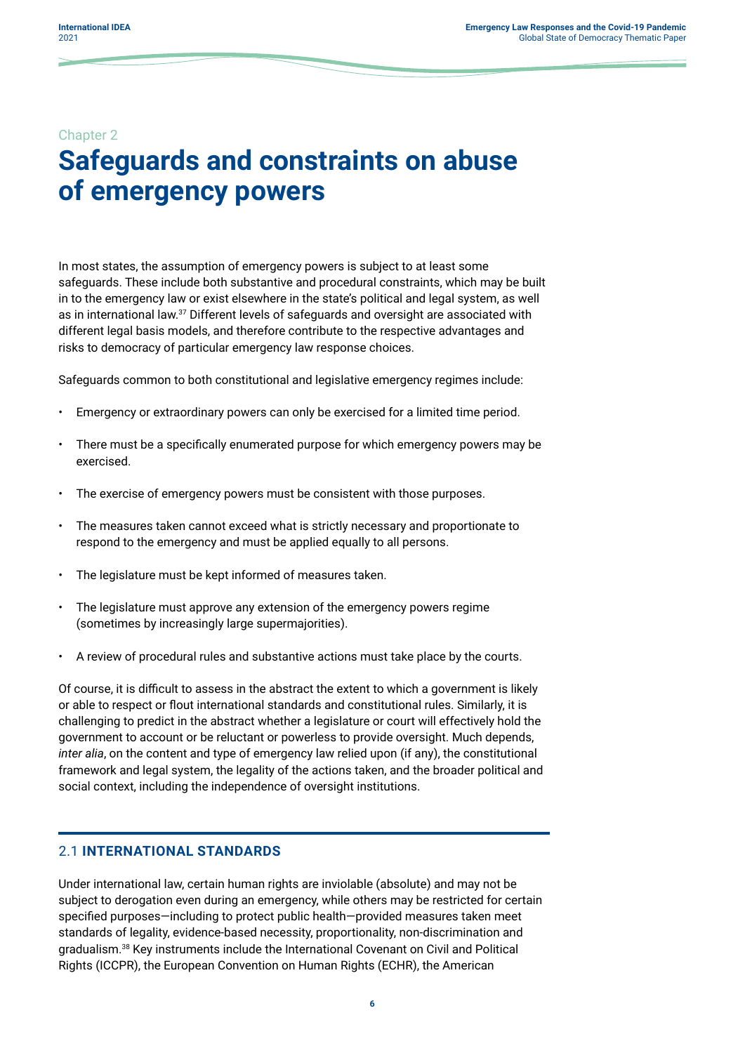Chapter 2

# Safeguards and constraints on abuse of emergency powers

In most states, the assumption of emergency powers is subject to at least some safeguards. These include both substantive and procedural constraints, which may be built in to the emergency law or exist elsewhere in the state's political and legal system, as well as in international law.[37] Different levels of safeguards and oversight are associated with different legal basis models, and therefore contribute to the respective advantages and risks to democracy of particular emergency law response choices.

Safeguards common to both constitutional and legislative emergency regimes include:

- Emergency or extraordinary powers can only be exercised for a limited time period.
- There must be a specifically enumerated purpose for which emergency powers may be exercised.
- The exercise of emergency powers must be consistent with those purposes.
- The measures taken cannot exceed what is strictly necessary and proportionate to respond to the emergency and must be applied equally to all persons.
- The legislature must be kept informed of measures taken.
- The legislature must approve any extension of the emergency powers regime (sometimes by increasingly large supermajorities).
- A review of procedural rules and substantive actions must take place by the courts.

Of course, it is difficult to assess in the abstract the extent to which a government is likely or able to respect or flout international standards and constitutional rules. Similarly, it is challenging to predict in the abstract whether a legislature or court will effectively hold the government to account or be reluctant or powerless to provide oversight. Much depends, *inter alia*, on the content and type of emergency law relied upon (if any), the constitutional framework and legal system, the legality of the actions taken, and the broader political and social context, including the independence of oversight institutions.

## 2.1 INTERNATIONAL STANDARDS

Under international law, certain human rights are inviolable (absolute) and may not be subject to derogation even during an emergency, while others may be restricted for certain specified purposes—including to protect public health—provided measures taken meet standards of legality, evidence-based necessity, proportionality, non-discrimination and gradualism.[38] Key instruments include the International Covenant on Civil and Political Rights (ICCPR), the European Convention on Human Rights (ECHR), the American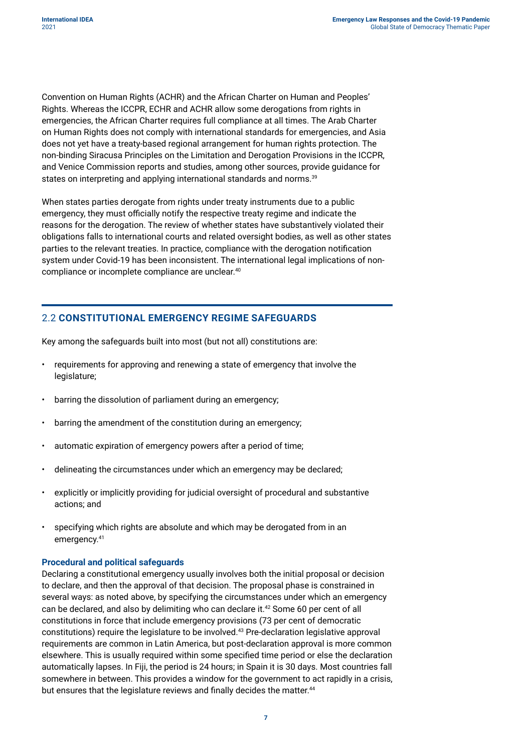Convention on Human Rights (ACHR) and the African Charter on Human and Peoples' Rights. Whereas the ICCPR, ECHR and ACHR allow some derogations from rights in emergencies, the African Charter requires full compliance at all times. The Arab Charter on Human Rights does not comply with international standards for emergencies, and Asia does not yet have a treaty-based regional arrangement for human rights protection. The non-binding Siracusa Principles on the Limitation and Derogation Provisions in the ICCPR, and Venice Commission reports and studies, among other sources, provide guidance for states on interpreting and applying international standards and norms.[39]

When states parties derogate from rights under treaty instruments due to a public emergency, they must officially notify the respective treaty regime and indicate the reasons for the derogation. The review of whether states have substantively violated their obligations falls to international courts and related oversight bodies, as well as other states parties to the relevant treaties. In practice, compliance with the derogation notification system under Covid-19 has been inconsistent. The international legal implications of non-compliance or incomplete compliance are unclear.[40]

## 2.2 CONSTITUTIONAL EMERGENCY REGIME SAFEGUARDS

Key among the safeguards built into most (but not all) constitutions are:

- requirements for approving and renewing a state of emergency that involve the legislature;
- barring the dissolution of parliament during an emergency;
- barring the amendment of the constitution during an emergency;
- automatic expiration of emergency powers after a period of time;
- delineating the circumstances under which an emergency may be declared;
- explicitly or implicitly providing for judicial oversight of procedural and substantive actions; and
- specifying which rights are absolute and which may be derogated from in an emergency.[41]

### Procedural and political safeguards

Declaring a constitutional emergency usually involves both the initial proposal or decision to declare, and then the approval of that decision. The proposal phase is constrained in several ways: as noted above, by specifying the circumstances under which an emergency can be declared, and also by delimiting who can declare it.[42] Some 60 per cent of all constitutions in force that include emergency provisions (73 per cent of democratic constitutions) require the legislature to be involved.[43] Pre-declaration legislative approval requirements are common in Latin America, but post-declaration approval is more common elsewhere. This is usually required within some specified time period or else the declaration automatically lapses. In Fiji, the period is 24 hours; in Spain it is 30 days. Most countries fall somewhere in between. This provides a window for the government to act rapidly in a crisis, but ensures that the legislature reviews and finally decides the matter.[44]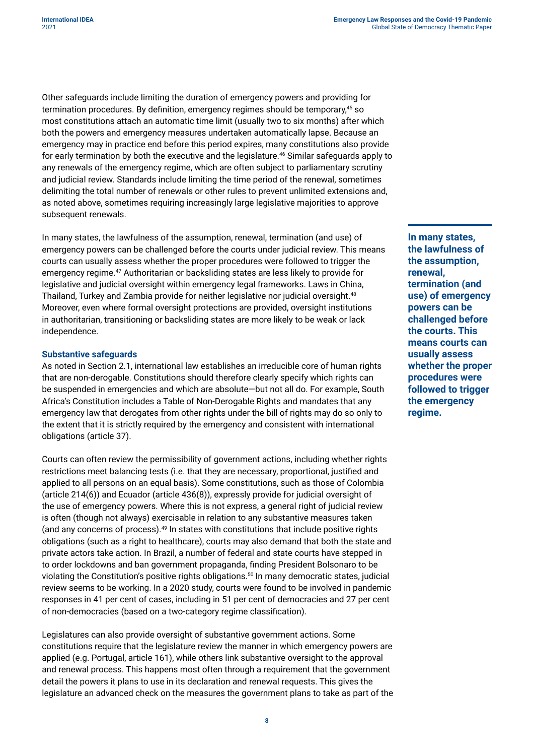Other safeguards include limiting the duration of emergency powers and providing for termination procedures. By definition, emergency regimes should be temporary,[45] so most constitutions attach an automatic time limit (usually two to six months) after which both the powers and emergency measures undertaken automatically lapse. Because an emergency may in practice end before this period expires, many constitutions also provide for early termination by both the executive and the legislature.[46] Similar safeguards apply to any renewals of the emergency regime, which are often subject to parliamentary scrutiny and judicial review. Standards include limiting the time period of the renewal, sometimes delimiting the total number of renewals or other rules to prevent unlimited extensions and, as noted above, sometimes requiring increasingly large legislative majorities to approve subsequent renewals.

In many states, the lawfulness of the assumption, renewal, termination (and use) of emergency powers can be challenged before the courts under judicial review. This means courts can usually assess whether the proper procedures were followed to trigger the emergency regime.[47] Authoritarian or backsliding states are less likely to provide for legislative and judicial oversight within emergency legal frameworks. Laws in China, Thailand, Turkey and Zambia provide for neither legislative nor judicial oversight.[48] Moreover, even where formal oversight protections are provided, oversight institutions in authoritarian, transitioning or backsliding states are more likely to be weak or lack independence.

**In many states, the lawfulness of the assumption, renewal, termination (and use) of emergency powers can be challenged before the courts. This means courts can usually assess whether the proper procedures were followed to trigger the emergency regime.**

### Substantive safeguards

As noted in Section 2.1, international law establishes an irreducible core of human rights that are non-derogable. Constitutions should therefore clearly specify which rights can be suspended in emergencies and which are absolute—but not all do. For example, South Africa's Constitution includes a Table of Non-Derogable Rights and mandates that any emergency law that derogates from other rights under the bill of rights may do so only to the extent that it is strictly required by the emergency and consistent with international obligations (article 37).

Courts can often review the permissibility of government actions, including whether rights restrictions meet balancing tests (i.e. that they are necessary, proportional, justified and applied to all persons on an equal basis). Some constitutions, such as those of Colombia (article 214(6)) and Ecuador (article 436(8)), expressly provide for judicial oversight of the use of emergency powers. Where this is not express, a general right of judicial review is often (though not always) exercisable in relation to any substantive measures taken (and any concerns of process).[49] In states with constitutions that include positive rights obligations (such as a right to healthcare), courts may also demand that both the state and private actors take action. In Brazil, a number of federal and state courts have stepped in to order lockdowns and ban government propaganda, finding President Bolsonaro to be violating the Constitution's positive rights obligations.[50] In many democratic states, judicial review seems to be working. In a 2020 study, courts were found to be involved in pandemic responses in 41 per cent of cases, including in 51 per cent of democracies and 27 per cent of non-democracies (based on a two-category regime classification).

Legislatures can also provide oversight of substantive government actions. Some constitutions require that the legislature review the manner in which emergency powers are applied (e.g. Portugal, article 161), while others link substantive oversight to the approval and renewal process. This happens most often through a requirement that the government detail the powers it plans to use in its declaration and renewal requests. This gives the legislature an advanced check on the measures the government plans to take as part of the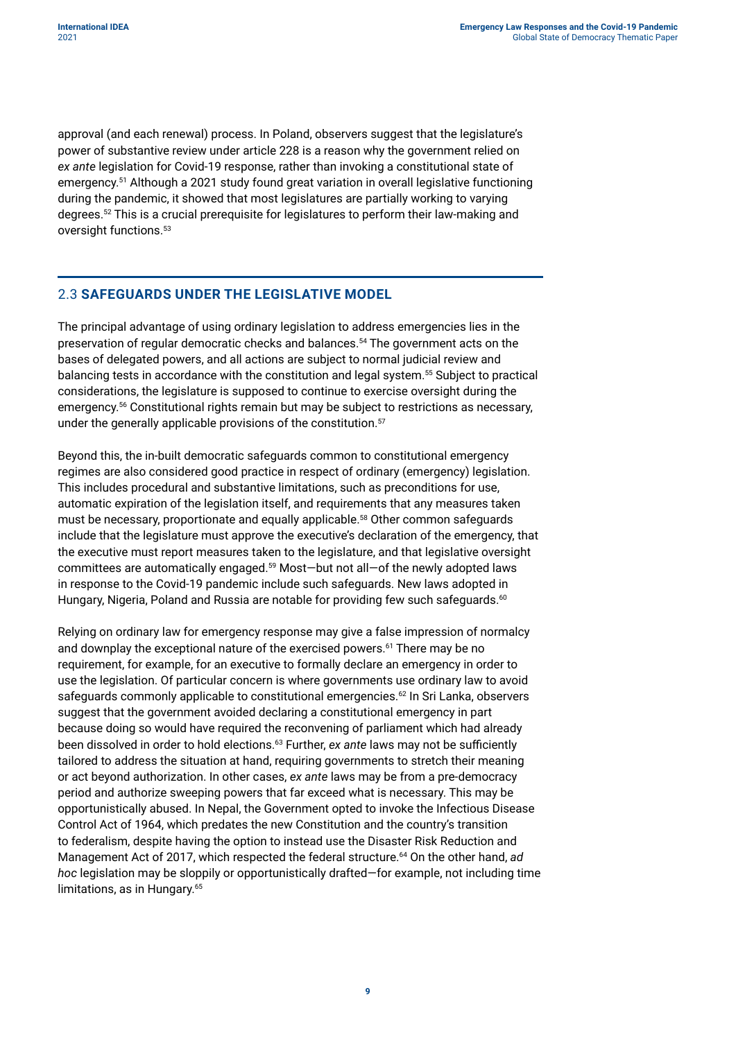approval (and each renewal) process. In Poland, observers suggest that the legislature's power of substantive review under article 228 is a reason why the government relied on *ex ante* legislation for Covid-19 response, rather than invoking a constitutional state of emergency.[51] Although a 2021 study found great variation in overall legislative functioning during the pandemic, it showed that most legislatures are partially working to varying degrees.[52] This is a crucial prerequisite for legislatures to perform their law-making and oversight functions.[53]

## 2.3 **SAFEGUARDS UNDER THE LEGISLATIVE MODEL**

The principal advantage of using ordinary legislation to address emergencies lies in the preservation of regular democratic checks and balances.[54] The government acts on the bases of delegated powers, and all actions are subject to normal judicial review and balancing tests in accordance with the constitution and legal system.[55] Subject to practical considerations, the legislature is supposed to continue to exercise oversight during the emergency.[56] Constitutional rights remain but may be subject to restrictions as necessary, under the generally applicable provisions of the constitution.[57]

Beyond this, the in-built democratic safeguards common to constitutional emergency regimes are also considered good practice in respect of ordinary (emergency) legislation. This includes procedural and substantive limitations, such as preconditions for use, automatic expiration of the legislation itself, and requirements that any measures taken must be necessary, proportionate and equally applicable.[58] Other common safeguards include that the legislature must approve the executive's declaration of the emergency, that the executive must report measures taken to the legislature, and that legislative oversight committees are automatically engaged.[59] Most—but not all—of the newly adopted laws in response to the Covid-19 pandemic include such safeguards. New laws adopted in Hungary, Nigeria, Poland and Russia are notable for providing few such safeguards.[60]

Relying on ordinary law for emergency response may give a false impression of normalcy and downplay the exceptional nature of the exercised powers.[61] There may be no requirement, for example, for an executive to formally declare an emergency in order to use the legislation. Of particular concern is where governments use ordinary law to avoid safeguards commonly applicable to constitutional emergencies.[62] In Sri Lanka, observers suggest that the government avoided declaring a constitutional emergency in part because doing so would have required the reconvening of parliament which had already been dissolved in order to hold elections.[63] Further, *ex ante* laws may not be sufficiently tailored to address the situation at hand, requiring governments to stretch their meaning or act beyond authorization. In other cases, *ex ante* laws may be from a pre-democracy period and authorize sweeping powers that far exceed what is necessary. This may be opportunistically abused. In Nepal, the Government opted to invoke the Infectious Disease Control Act of 1964, which predates the new Constitution and the country's transition to federalism, despite having the option to instead use the Disaster Risk Reduction and Management Act of 2017, which respected the federal structure.[64] On the other hand, *ad hoc* legislation may be sloppily or opportunistically drafted—for example, not including time limitations, as in Hungary.[65]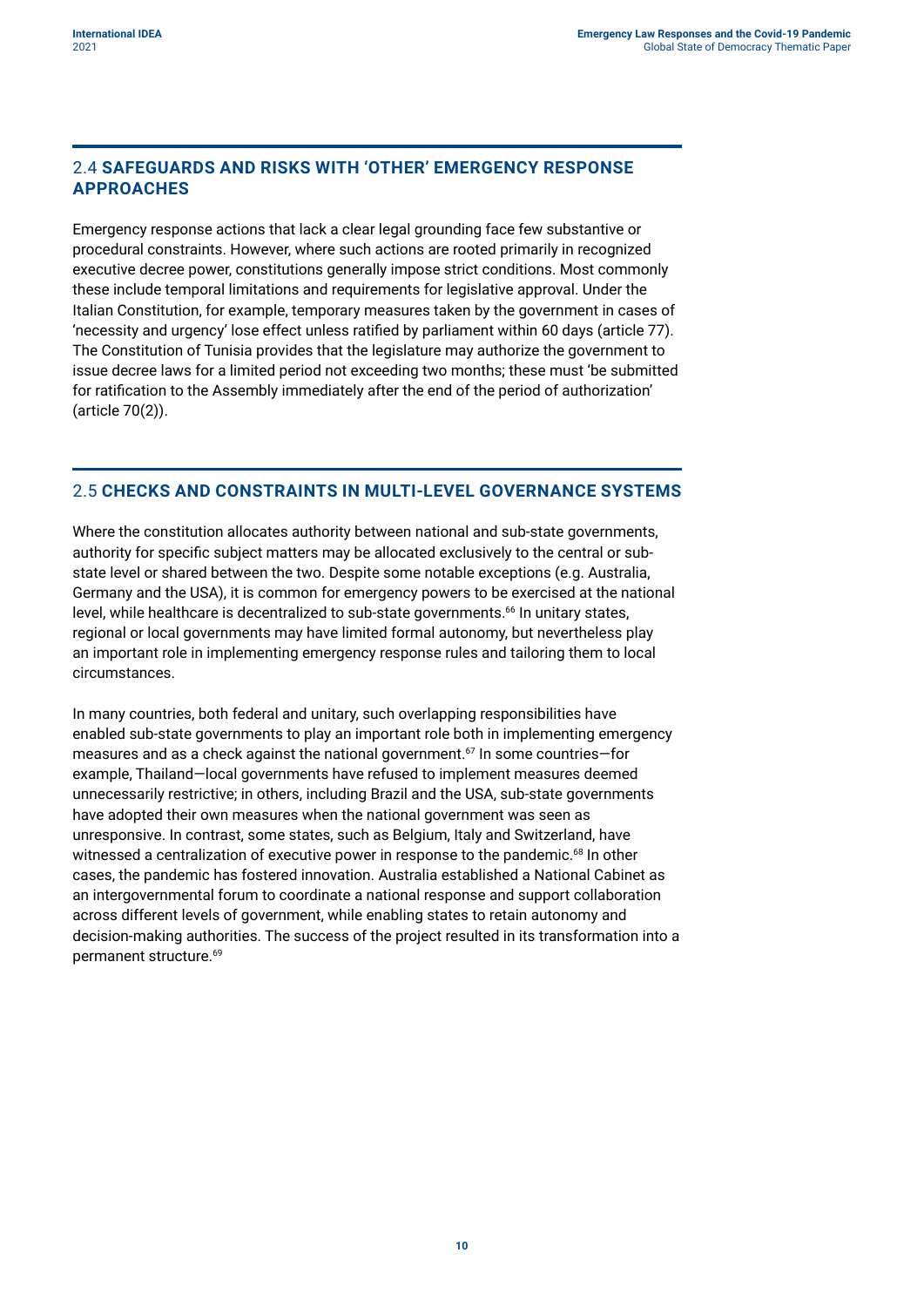## 2.4 SAFEGUARDS AND RISKS WITH 'OTHER' EMERGENCY RESPONSE APPROACHES

Emergency response actions that lack a clear legal grounding face few substantive or procedural constraints. However, where such actions are rooted primarily in recognized executive decree power, constitutions generally impose strict conditions. Most commonly these include temporal limitations and requirements for legislative approval. Under the Italian Constitution, for example, temporary measures taken by the government in cases of 'necessity and urgency' lose effect unless ratified by parliament within 60 days (article 77). The Constitution of Tunisia provides that the legislature may authorize the government to issue decree laws for a limited period not exceeding two months; these must 'be submitted for ratification to the Assembly immediately after the end of the period of authorization' (article 70(2)).

## 2.5 CHECKS AND CONSTRAINTS IN MULTI-LEVEL GOVERNANCE SYSTEMS

Where the constitution allocates authority between national and sub-state governments, authority for specific subject matters may be allocated exclusively to the central or sub-state level or shared between the two. Despite some notable exceptions (e.g. Australia, Germany and the USA), it is common for emergency powers to be exercised at the national level, while healthcare is decentralized to sub-state governments.[66] In unitary states, regional or local governments may have limited formal autonomy, but nevertheless play an important role in implementing emergency response rules and tailoring them to local circumstances.

In many countries, both federal and unitary, such overlapping responsibilities have enabled sub-state governments to play an important role both in implementing emergency measures and as a check against the national government.[67] In some countries—for example, Thailand—local governments have refused to implement measures deemed unnecessarily restrictive; in others, including Brazil and the USA, sub-state governments have adopted their own measures when the national government was seen as unresponsive. In contrast, some states, such as Belgium, Italy and Switzerland, have witnessed a centralization of executive power in response to the pandemic.[68] In other cases, the pandemic has fostered innovation. Australia established a National Cabinet as an intergovernmental forum to coordinate a national response and support collaboration across different levels of government, while enabling states to retain autonomy and decision-making authorities. The success of the project resulted in its transformation into a permanent structure.[69]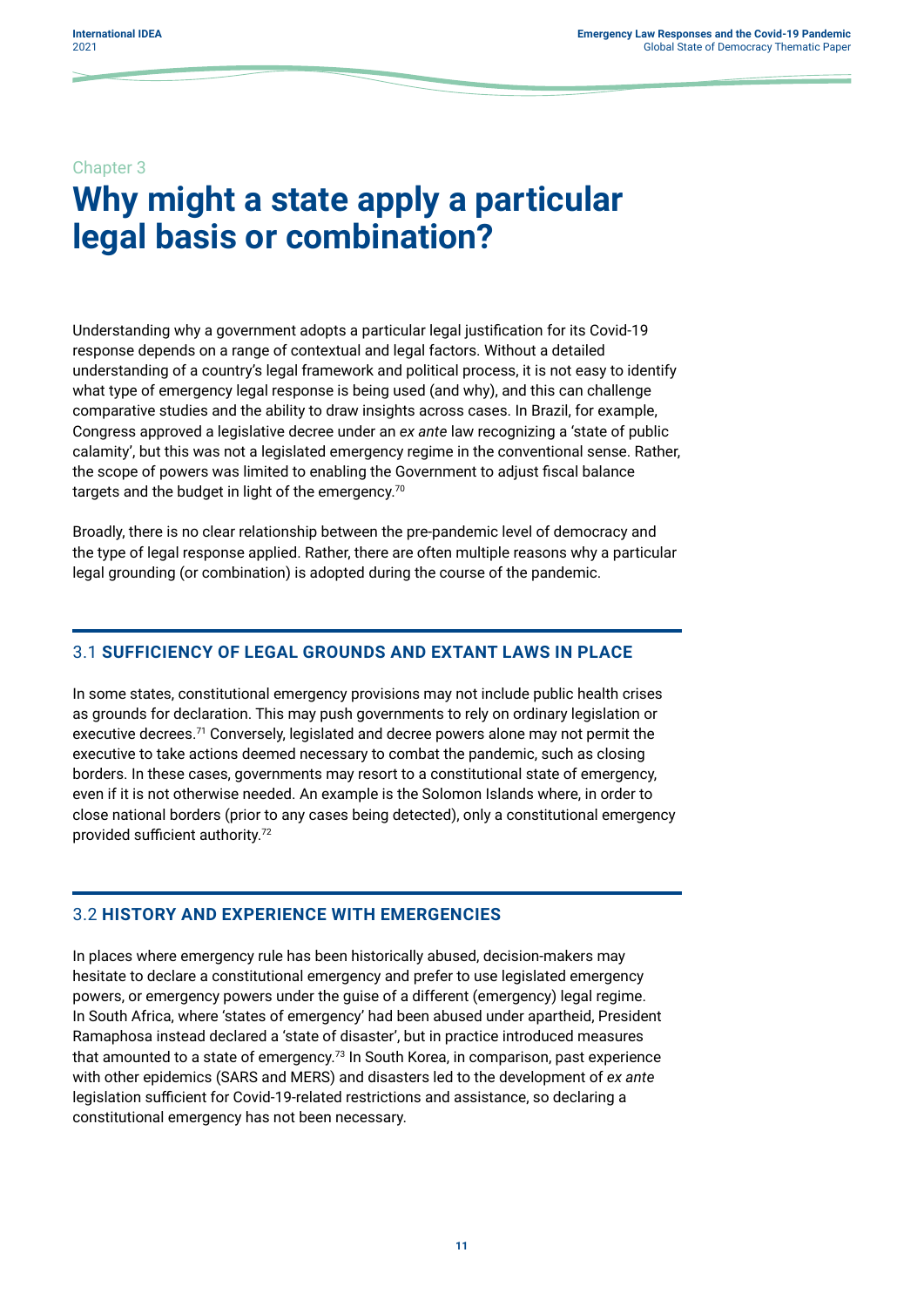Chapter 3

# Why might a state apply a particular legal basis or combination?

Understanding why a government adopts a particular legal justification for its Covid-19 response depends on a range of contextual and legal factors. Without a detailed understanding of a country's legal framework and political process, it is not easy to identify what type of emergency legal response is being used (and why), and this can challenge comparative studies and the ability to draw insights across cases. In Brazil, for example, Congress approved a legislative decree under an *ex ante* law recognizing a 'state of public calamity', but this was not a legislated emergency regime in the conventional sense. Rather, the scope of powers was limited to enabling the Government to adjust fiscal balance targets and the budget in light of the emergency.[70]

Broadly, there is no clear relationship between the pre-pandemic level of democracy and the type of legal response applied. Rather, there are often multiple reasons why a particular legal grounding (or combination) is adopted during the course of the pandemic.

## 3.1 SUFFICIENCY OF LEGAL GROUNDS AND EXTANT LAWS IN PLACE

In some states, constitutional emergency provisions may not include public health crises as grounds for declaration. This may push governments to rely on ordinary legislation or executive decrees.[71] Conversely, legislated and decree powers alone may not permit the executive to take actions deemed necessary to combat the pandemic, such as closing borders. In these cases, governments may resort to a constitutional state of emergency, even if it is not otherwise needed. An example is the Solomon Islands where, in order to close national borders (prior to any cases being detected), only a constitutional emergency provided sufficient authority.[72]

## 3.2 HISTORY AND EXPERIENCE WITH EMERGENCIES

In places where emergency rule has been historically abused, decision-makers may hesitate to declare a constitutional emergency and prefer to use legislated emergency powers, or emergency powers under the guise of a different (emergency) legal regime. In South Africa, where 'states of emergency' had been abused under apartheid, President Ramaphosa instead declared a 'state of disaster', but in practice introduced measures that amounted to a state of emergency.[73] In South Korea, in comparison, past experience with other epidemics (SARS and MERS) and disasters led to the development of *ex ante* legislation sufficient for Covid-19-related restrictions and assistance, so declaring a constitutional emergency has not been necessary.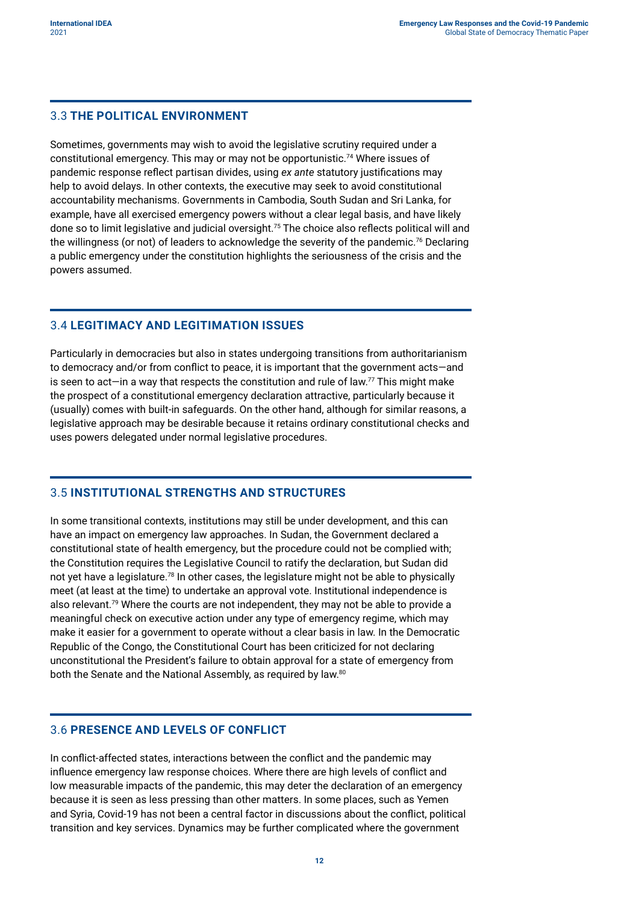## 3.3 THE POLITICAL ENVIRONMENT

Sometimes, governments may wish to avoid the legislative scrutiny required under a constitutional emergency. This may or may not be opportunistic.[74] Where issues of pandemic response reflect partisan divides, using *ex ante* statutory justifications may help to avoid delays. In other contexts, the executive may seek to avoid constitutional accountability mechanisms. Governments in Cambodia, South Sudan and Sri Lanka, for example, have all exercised emergency powers without a clear legal basis, and have likely done so to limit legislative and judicial oversight.[75] The choice also reflects political will and the willingness (or not) of leaders to acknowledge the severity of the pandemic.[76] Declaring a public emergency under the constitution highlights the seriousness of the crisis and the powers assumed.

## 3.4 LEGITIMACY AND LEGITIMATION ISSUES

Particularly in democracies but also in states undergoing transitions from authoritarianism to democracy and/or from conflict to peace, it is important that the government acts—and is seen to act—in a way that respects the constitution and rule of law.[77] This might make the prospect of a constitutional emergency declaration attractive, particularly because it (usually) comes with built-in safeguards. On the other hand, although for similar reasons, a legislative approach may be desirable because it retains ordinary constitutional checks and uses powers delegated under normal legislative procedures.

## 3.5 INSTITUTIONAL STRENGTHS AND STRUCTURES

In some transitional contexts, institutions may still be under development, and this can have an impact on emergency law approaches. In Sudan, the Government declared a constitutional state of health emergency, but the procedure could not be complied with; the Constitution requires the Legislative Council to ratify the declaration, but Sudan did not yet have a legislature.[78] In other cases, the legislature might not be able to physically meet (at least at the time) to undertake an approval vote. Institutional independence is also relevant.[79] Where the courts are not independent, they may not be able to provide a meaningful check on executive action under any type of emergency regime, which may make it easier for a government to operate without a clear basis in law. In the Democratic Republic of the Congo, the Constitutional Court has been criticized for not declaring unconstitutional the President's failure to obtain approval for a state of emergency from both the Senate and the National Assembly, as required by law.[80]

## 3.6 PRESENCE AND LEVELS OF CONFLICT

In conflict-affected states, interactions between the conflict and the pandemic may influence emergency law response choices. Where there are high levels of conflict and low measurable impacts of the pandemic, this may deter the declaration of an emergency because it is seen as less pressing than other matters. In some places, such as Yemen and Syria, Covid-19 has not been a central factor in discussions about the conflict, political transition and key services. Dynamics may be further complicated where the government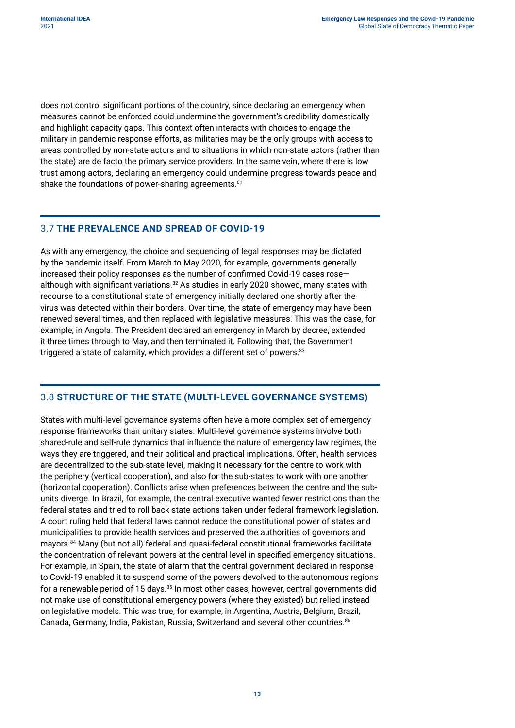does not control significant portions of the country, since declaring an emergency when measures cannot be enforced could undermine the government's credibility domestically and highlight capacity gaps. This context often interacts with choices to engage the military in pandemic response efforts, as militaries may be the only groups with access to areas controlled by non-state actors and to situations in which non-state actors (rather than the state) are de facto the primary service providers. In the same vein, where there is low trust among actors, declaring an emergency could undermine progress towards peace and shake the foundations of power-sharing agreements.[81]

## 3.7 THE PREVALENCE AND SPREAD OF COVID-19

As with any emergency, the choice and sequencing of legal responses may be dictated by the pandemic itself. From March to May 2020, for example, governments generally increased their policy responses as the number of confirmed Covid-19 cases rose—although with significant variations.[82] As studies in early 2020 showed, many states with recourse to a constitutional state of emergency initially declared one shortly after the virus was detected within their borders. Over time, the state of emergency may have been renewed several times, and then replaced with legislative measures. This was the case, for example, in Angola. The President declared an emergency in March by decree, extended it three times through to May, and then terminated it. Following that, the Government triggered a state of calamity, which provides a different set of powers.[83]

## 3.8 STRUCTURE OF THE STATE (MULTI-LEVEL GOVERNANCE SYSTEMS)

States with multi-level governance systems often have a more complex set of emergency response frameworks than unitary states. Multi-level governance systems involve both shared-rule and self-rule dynamics that influence the nature of emergency law regimes, the ways they are triggered, and their political and practical implications. Often, health services are decentralized to the sub-state level, making it necessary for the centre to work with the periphery (vertical cooperation), and also for the sub-states to work with one another (horizontal cooperation). Conflicts arise when preferences between the centre and the sub-units diverge. In Brazil, for example, the central executive wanted fewer restrictions than the federal states and tried to roll back state actions taken under federal framework legislation. A court ruling held that federal laws cannot reduce the constitutional power of states and municipalities to provide health services and preserved the authorities of governors and mayors.[84] Many (but not all) federal and quasi-federal constitutional frameworks facilitate the concentration of relevant powers at the central level in specified emergency situations. For example, in Spain, the state of alarm that the central government declared in response to Covid-19 enabled it to suspend some of the powers devolved to the autonomous regions for a renewable period of 15 days.[85] In most other cases, however, central governments did not make use of constitutional emergency powers (where they existed) but relied instead on legislative models. This was true, for example, in Argentina, Austria, Belgium, Brazil, Canada, Germany, India, Pakistan, Russia, Switzerland and several other countries.[86]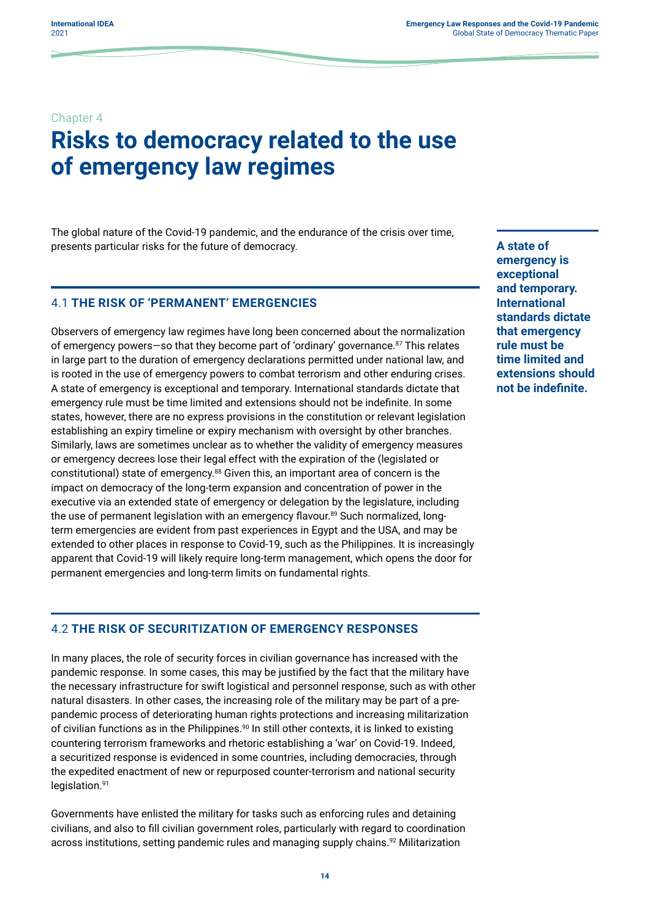Chapter 4

# Risks to democracy related to the use of emergency law regimes

The global nature of the Covid-19 pandemic, and the endurance of the crisis over time, presents particular risks for the future of democracy.

**A state of emergency is exceptional and temporary. International standards dictate that emergency rule must be time limited and extensions should not be indefinite.**

## 4.1 THE RISK OF 'PERMANENT' EMERGENCIES

Observers of emergency law regimes have long been concerned about the normalization of emergency powers—so that they become part of 'ordinary' governance.[87] This relates in large part to the duration of emergency declarations permitted under national law, and is rooted in the use of emergency powers to combat terrorism and other enduring crises. A state of emergency is exceptional and temporary. International standards dictate that emergency rule must be time limited and extensions should not be indefinite. In some states, however, there are no express provisions in the constitution or relevant legislation establishing an expiry timeline or expiry mechanism with oversight by other branches. Similarly, laws are sometimes unclear as to whether the validity of emergency measures or emergency decrees lose their legal effect with the expiration of the (legislated or constitutional) state of emergency.[88] Given this, an important area of concern is the impact on democracy of the long-term expansion and concentration of power in the executive via an extended state of emergency or delegation by the legislature, including the use of permanent legislation with an emergency flavour.[89] Such normalized, long-term emergencies are evident from past experiences in Egypt and the USA, and may be extended to other places in response to Covid-19, such as the Philippines. It is increasingly apparent that Covid-19 will likely require long-term management, which opens the door for permanent emergencies and long-term limits on fundamental rights.

## 4.2 THE RISK OF SECURITIZATION OF EMERGENCY RESPONSES

In many places, the role of security forces in civilian governance has increased with the pandemic response. In some cases, this may be justified by the fact that the military have the necessary infrastructure for swift logistical and personnel response, such as with other natural disasters. In other cases, the increasing role of the military may be part of a pre-pandemic process of deteriorating human rights protections and increasing militarization of civilian functions as in the Philippines.[90] In still other contexts, it is linked to existing countering terrorism frameworks and rhetoric establishing a 'war' on Covid-19. Indeed, a securitized response is evidenced in some countries, including democracies, through the expedited enactment of new or repurposed counter-terrorism and national security legislation.[91]

Governments have enlisted the military for tasks such as enforcing rules and detaining civilians, and also to fill civilian government roles, particularly with regard to coordination across institutions, setting pandemic rules and managing supply chains.[92] Militarization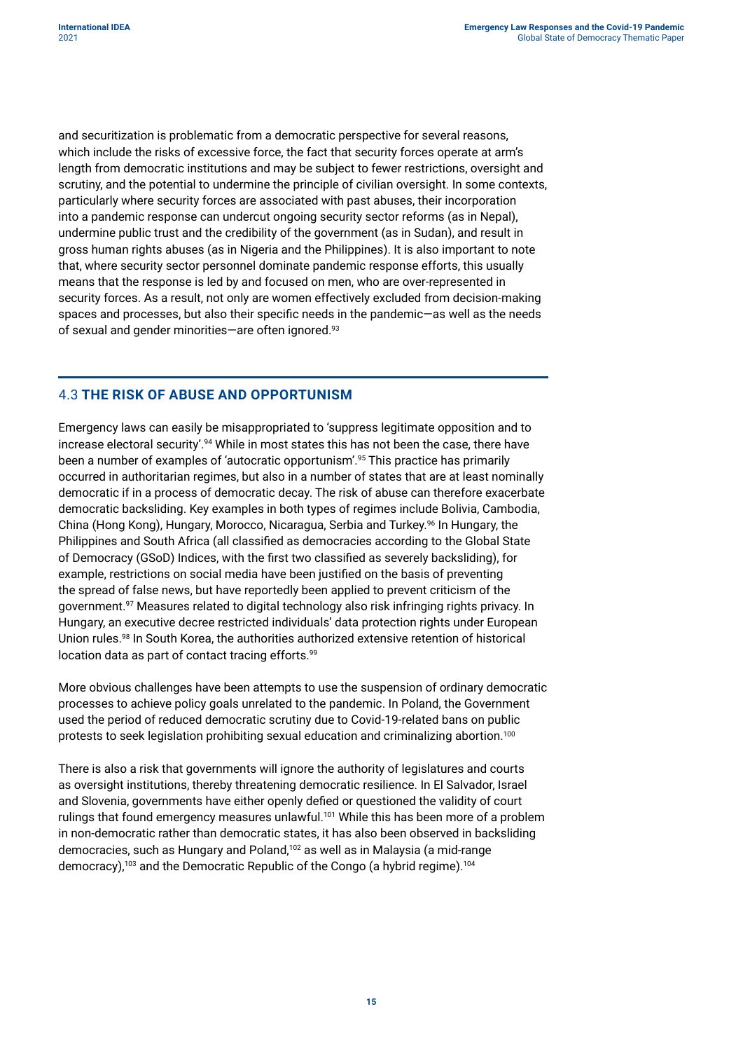and securitization is problematic from a democratic perspective for several reasons, which include the risks of excessive force, the fact that security forces operate at arm's length from democratic institutions and may be subject to fewer restrictions, oversight and scrutiny, and the potential to undermine the principle of civilian oversight. In some contexts, particularly where security forces are associated with past abuses, their incorporation into a pandemic response can undercut ongoing security sector reforms (as in Nepal), undermine public trust and the credibility of the government (as in Sudan), and result in gross human rights abuses (as in Nigeria and the Philippines). It is also important to note that, where security sector personnel dominate pandemic response efforts, this usually means that the response is led by and focused on men, who are over-represented in security forces. As a result, not only are women effectively excluded from decision-making spaces and processes, but also their specific needs in the pandemic—as well as the needs of sexual and gender minorities—are often ignored.[93]

## 4.3 THE RISK OF ABUSE AND OPPORTUNISM

Emergency laws can easily be misappropriated to 'suppress legitimate opposition and to increase electoral security'.[94] While in most states this has not been the case, there have been a number of examples of 'autocratic opportunism'.[95] This practice has primarily occurred in authoritarian regimes, but also in a number of states that are at least nominally democratic if in a process of democratic decay. The risk of abuse can therefore exacerbate democratic backsliding. Key examples in both types of regimes include Bolivia, Cambodia, China (Hong Kong), Hungary, Morocco, Nicaragua, Serbia and Turkey.[96] In Hungary, the Philippines and South Africa (all classified as democracies according to the Global State of Democracy (GSoD) Indices, with the first two classified as severely backsliding), for example, restrictions on social media have been justified on the basis of preventing the spread of false news, but have reportedly been applied to prevent criticism of the government.[97] Measures related to digital technology also risk infringing rights privacy. In Hungary, an executive decree restricted individuals' data protection rights under European Union rules.[98] In South Korea, the authorities authorized extensive retention of historical location data as part of contact tracing efforts.[99]

More obvious challenges have been attempts to use the suspension of ordinary democratic processes to achieve policy goals unrelated to the pandemic. In Poland, the Government used the period of reduced democratic scrutiny due to Covid-19-related bans on public protests to seek legislation prohibiting sexual education and criminalizing abortion.[100]

There is also a risk that governments will ignore the authority of legislatures and courts as oversight institutions, thereby threatening democratic resilience. In El Salvador, Israel and Slovenia, governments have either openly defied or questioned the validity of court rulings that found emergency measures unlawful.[101] While this has been more of a problem in non-democratic rather than democratic states, it has also been observed in backsliding democracies, such as Hungary and Poland,[102] as well as in Malaysia (a mid-range democracy),[103] and the Democratic Republic of the Congo (a hybrid regime).[104]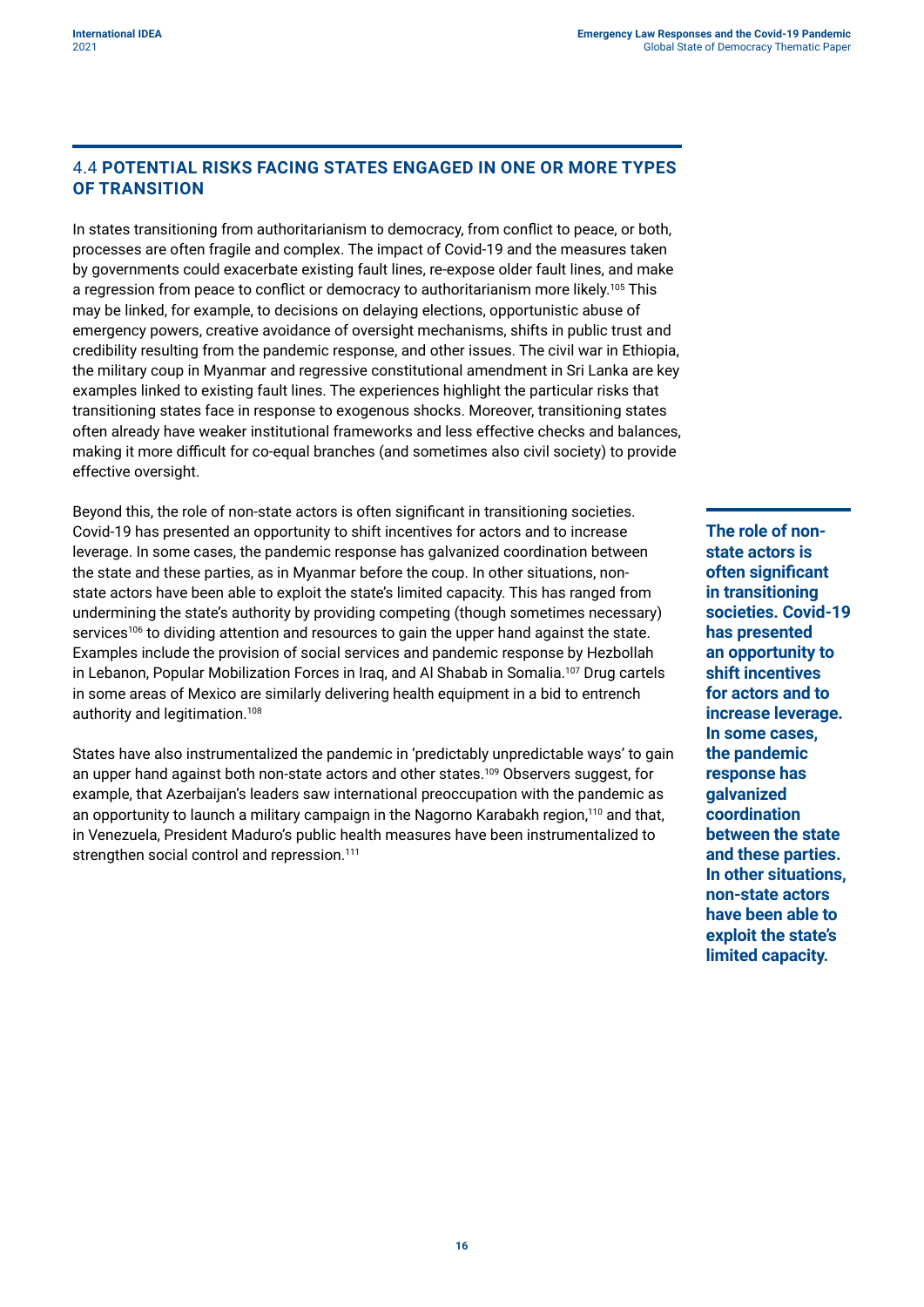## 4.4 POTENTIAL RISKS FACING STATES ENGAGED IN ONE OR MORE TYPES OF TRANSITION

In states transitioning from authoritarianism to democracy, from conflict to peace, or both, processes are often fragile and complex. The impact of Covid-19 and the measures taken by governments could exacerbate existing fault lines, re-expose older fault lines, and make a regression from peace to conflict or democracy to authoritarianism more likely.[105] This may be linked, for example, to decisions on delaying elections, opportunistic abuse of emergency powers, creative avoidance of oversight mechanisms, shifts in public trust and credibility resulting from the pandemic response, and other issues. The civil war in Ethiopia, the military coup in Myanmar and regressive constitutional amendment in Sri Lanka are key examples linked to existing fault lines. The experiences highlight the particular risks that transitioning states face in response to exogenous shocks. Moreover, transitioning states often already have weaker institutional frameworks and less effective checks and balances, making it more difficult for co-equal branches (and sometimes also civil society) to provide effective oversight.

Beyond this, the role of non-state actors is often significant in transitioning societies. Covid-19 has presented an opportunity to shift incentives for actors and to increase leverage. In some cases, the pandemic response has galvanized coordination between the state and these parties, as in Myanmar before the coup. In other situations, non-state actors have been able to exploit the state's limited capacity. This has ranged from undermining the state's authority by providing competing (though sometimes necessary) services[106] to dividing attention and resources to gain the upper hand against the state. Examples include the provision of social services and pandemic response by Hezbollah in Lebanon, Popular Mobilization Forces in Iraq, and Al Shabab in Somalia.[107] Drug cartels in some areas of Mexico are similarly delivering health equipment in a bid to entrench authority and legitimation.[108]

**The role of non-state actors is often significant in transitioning societies. Covid-19 has presented an opportunity to shift incentives for actors and to increase leverage. In some cases, the pandemic response has galvanized coordination between the state and these parties. In other situations, non-state actors have been able to exploit the state's limited capacity.**

States have also instrumentalized the pandemic in 'predictably unpredictable ways' to gain an upper hand against both non-state actors and other states.[109] Observers suggest, for example, that Azerbaijan's leaders saw international preoccupation with the pandemic as an opportunity to launch a military campaign in the Nagorno Karabakh region,[110] and that, in Venezuela, President Maduro's public health measures have been instrumentalized to strengthen social control and repression.[111]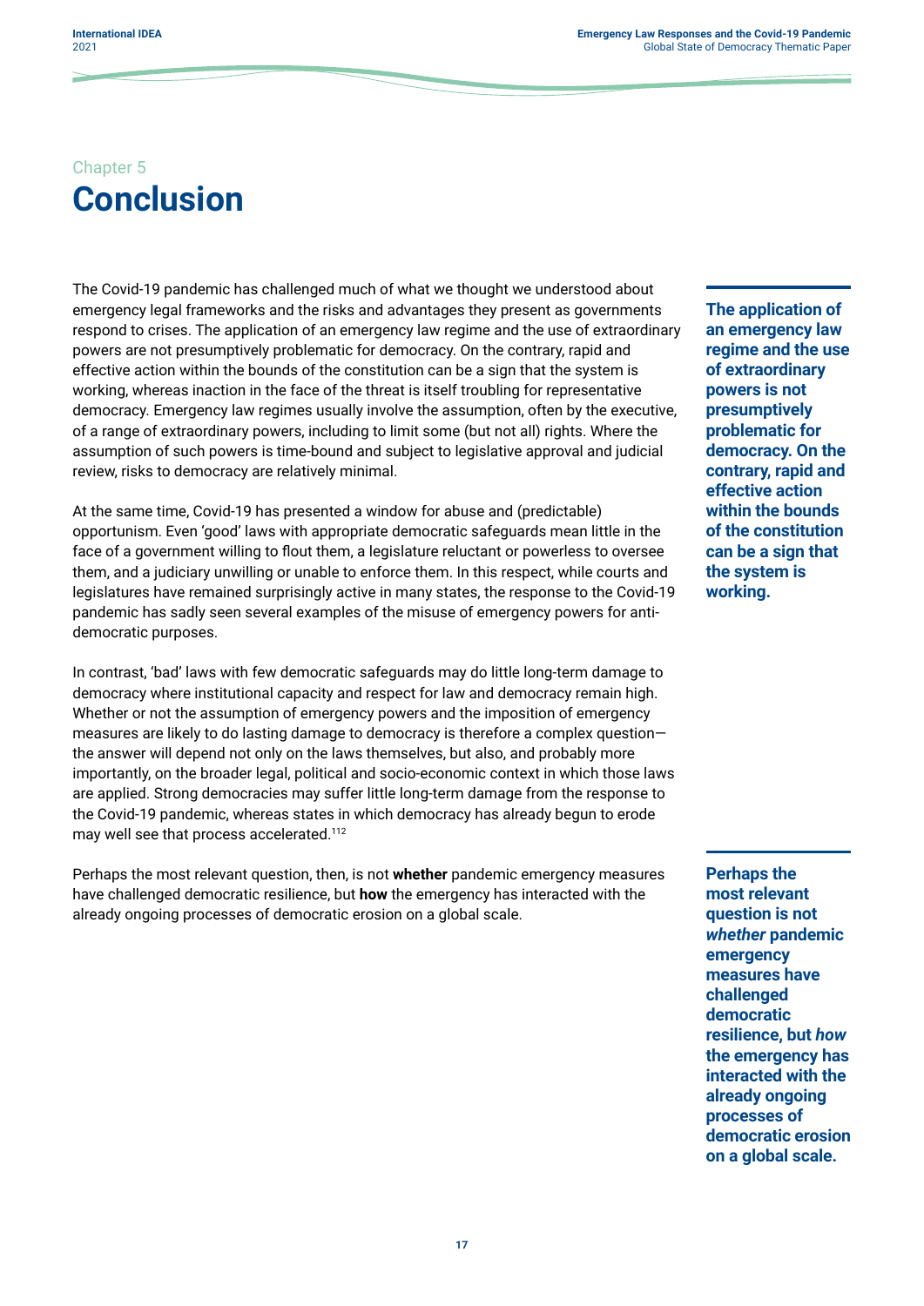Chapter 5

# Conclusion

The Covid-19 pandemic has challenged much of what we thought we understood about emergency legal frameworks and the risks and advantages they present as governments respond to crises. The application of an emergency law regime and the use of extraordinary powers are not presumptively problematic for democracy. On the contrary, rapid and effective action within the bounds of the constitution can be a sign that the system is working, whereas inaction in the face of the threat is itself troubling for representative democracy. Emergency law regimes usually involve the assumption, often by the executive, of a range of extraordinary powers, including to limit some (but not all) rights. Where the assumption of such powers is time-bound and subject to legislative approval and judicial review, risks to democracy are relatively minimal.

**The application of an emergency law regime and the use of extraordinary powers is not presumptively problematic for democracy. On the contrary, rapid and effective action within the bounds of the constitution can be a sign that the system is working.**

At the same time, Covid-19 has presented a window for abuse and (predictable) opportunism. Even 'good' laws with appropriate democratic safeguards mean little in the face of a government willing to flout them, a legislature reluctant or powerless to oversee them, and a judiciary unwilling or unable to enforce them. In this respect, while courts and legislatures have remained surprisingly active in many states, the response to the Covid-19 pandemic has sadly seen several examples of the misuse of emergency powers for anti-democratic purposes.

In contrast, 'bad' laws with few democratic safeguards may do little long-term damage to democracy where institutional capacity and respect for law and democracy remain high. Whether or not the assumption of emergency powers and the imposition of emergency measures are likely to do lasting damage to democracy is therefore a complex question—the answer will depend not only on the laws themselves, but also, and probably more importantly, on the broader legal, political and socio-economic context in which those laws are applied. Strong democracies may suffer little long-term damage from the response to the Covid-19 pandemic, whereas states in which democracy has already begun to erode may well see that process accelerated.[112]

Perhaps the most relevant question, then, is not **whether** pandemic emergency measures have challenged democratic resilience, but **how** the emergency has interacted with the already ongoing processes of democratic erosion on a global scale.

**Perhaps the most relevant question is not *whether* pandemic emergency measures have challenged democratic resilience, but *how* the emergency has interacted with the already ongoing processes of democratic erosion on a global scale.**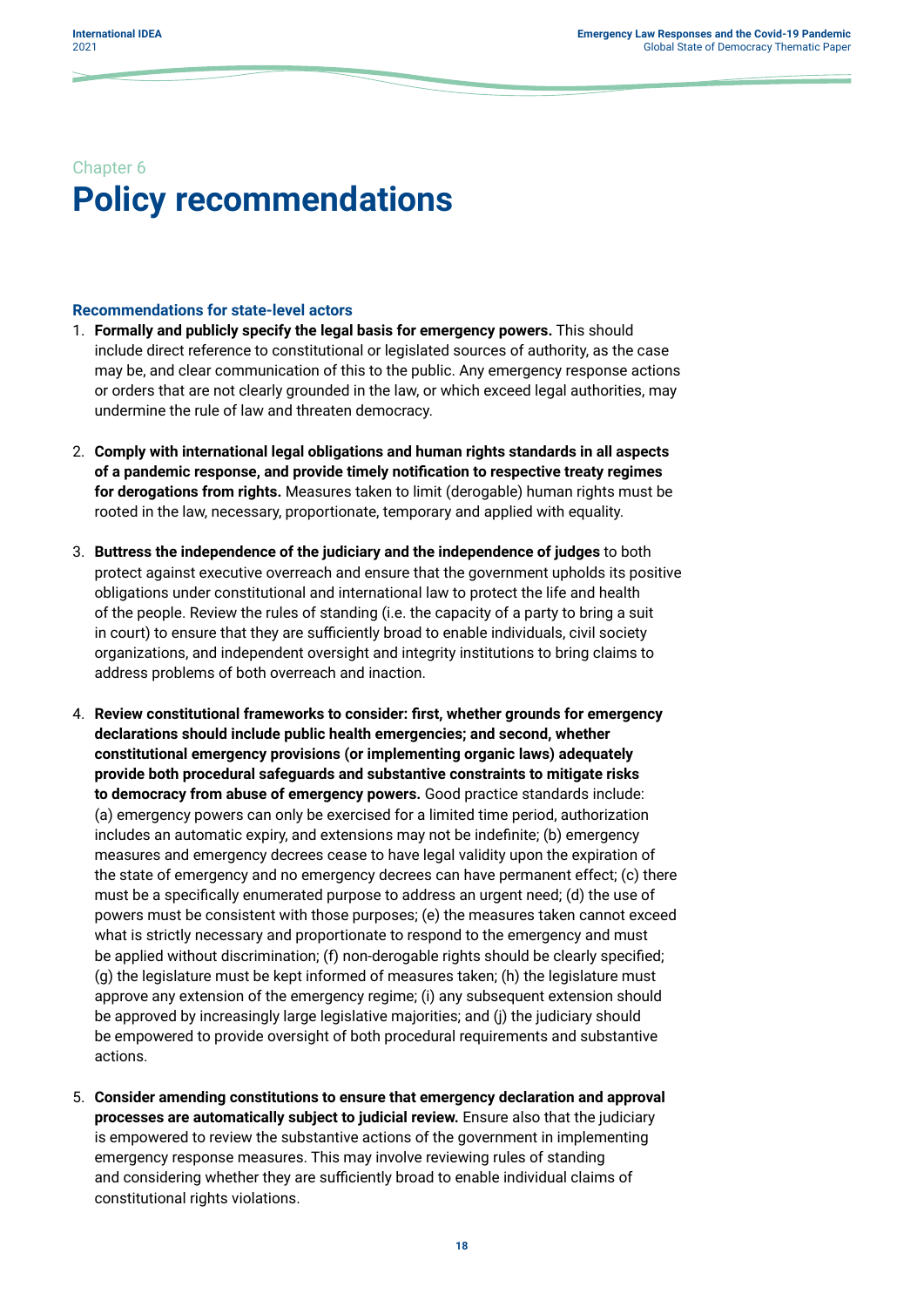Chapter 6

# Policy recommendations

### Recommendations for state-level actors

1. **Formally and publicly specify the legal basis for emergency powers.** This should include direct reference to constitutional or legislated sources of authority, as the case may be, and clear communication of this to the public. Any emergency response actions or orders that are not clearly grounded in the law, or which exceed legal authorities, may undermine the rule of law and threaten democracy.

2. **Comply with international legal obligations and human rights standards in all aspects of a pandemic response, and provide timely notification to respective treaty regimes for derogations from rights.** Measures taken to limit (derogable) human rights must be rooted in the law, necessary, proportionate, temporary and applied with equality.

3. **Buttress the independence of the judiciary and the independence of judges** to both protect against executive overreach and ensure that the government upholds its positive obligations under constitutional and international law to protect the life and health of the people. Review the rules of standing (i.e. the capacity of a party to bring a suit in court) to ensure that they are sufficiently broad to enable individuals, civil society organizations, and independent oversight and integrity institutions to bring claims to address problems of both overreach and inaction.

4. **Review constitutional frameworks to consider: first, whether grounds for emergency declarations should include public health emergencies; and second, whether constitutional emergency provisions (or implementing organic laws) adequately provide both procedural safeguards and substantive constraints to mitigate risks to democracy from abuse of emergency powers.** Good practice standards include: (a) emergency powers can only be exercised for a limited time period, authorization includes an automatic expiry, and extensions may not be indefinite; (b) emergency measures and emergency decrees cease to have legal validity upon the expiration of the state of emergency and no emergency decrees can have permanent effect; (c) there must be a specifically enumerated purpose to address an urgent need; (d) the use of powers must be consistent with those purposes; (e) the measures taken cannot exceed what is strictly necessary and proportionate to respond to the emergency and must be applied without discrimination; (f) non-derogable rights should be clearly specified; (g) the legislature must be kept informed of measures taken; (h) the legislature must approve any extension of the emergency regime; (i) any subsequent extension should be approved by increasingly large legislative majorities; and (j) the judiciary should be empowered to provide oversight of both procedural requirements and substantive actions.

5. **Consider amending constitutions to ensure that emergency declaration and approval processes are automatically subject to judicial review.** Ensure also that the judiciary is empowered to review the substantive actions of the government in implementing emergency response measures. This may involve reviewing rules of standing and considering whether they are sufficiently broad to enable individual claims of constitutional rights violations.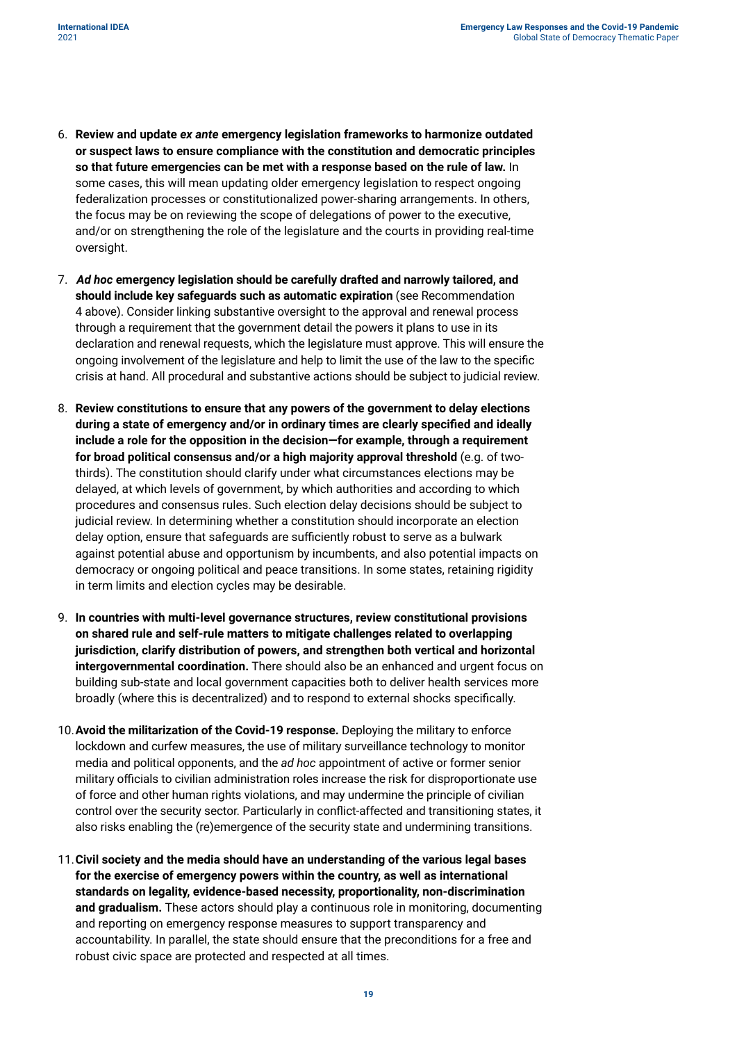6. **Review and update *ex ante* emergency legislation frameworks to harmonize outdated or suspect laws to ensure compliance with the constitution and democratic principles so that future emergencies can be met with a response based on the rule of law.** In some cases, this will mean updating older emergency legislation to respect ongoing federalization processes or constitutionalized power-sharing arrangements. In others, the focus may be on reviewing the scope of delegations of power to the executive, and/or on strengthening the role of the legislature and the courts in providing real-time oversight.

7. ***Ad hoc* emergency legislation should be carefully drafted and narrowly tailored, and should include key safeguards such as automatic expiration** (see Recommendation 4 above). Consider linking substantive oversight to the approval and renewal process through a requirement that the government detail the powers it plans to use in its declaration and renewal requests, which the legislature must approve. This will ensure the ongoing involvement of the legislature and help to limit the use of the law to the specific crisis at hand. All procedural and substantive actions should be subject to judicial review.

8. **Review constitutions to ensure that any powers of the government to delay elections during a state of emergency and/or in ordinary times are clearly specified and ideally include a role for the opposition in the decision—for example, through a requirement for broad political consensus and/or a high majority approval threshold** (e.g. of two-thirds). The constitution should clarify under what circumstances elections may be delayed, at which levels of government, by which authorities and according to which procedures and consensus rules. Such election delay decisions should be subject to judicial review. In determining whether a constitution should incorporate an election delay option, ensure that safeguards are sufficiently robust to serve as a bulwark against potential abuse and opportunism by incumbents, and also potential impacts on democracy or ongoing political and peace transitions. In some states, retaining rigidity in term limits and election cycles may be desirable.

9. **In countries with multi-level governance structures, review constitutional provisions on shared rule and self-rule matters to mitigate challenges related to overlapping jurisdiction, clarify distribution of powers, and strengthen both vertical and horizontal intergovernmental coordination.** There should also be an enhanced and urgent focus on building sub-state and local government capacities both to deliver health services more broadly (where this is decentralized) and to respond to external shocks specifically.

10. **Avoid the militarization of the Covid-19 response.** Deploying the military to enforce lockdown and curfew measures, the use of military surveillance technology to monitor media and political opponents, and the *ad hoc* appointment of active or former senior military officials to civilian administration roles increase the risk for disproportionate use of force and other human rights violations, and may undermine the principle of civilian control over the security sector. Particularly in conflict-affected and transitioning states, it also risks enabling the (re)emergence of the security state and undermining transitions.

11. **Civil society and the media should have an understanding of the various legal bases for the exercise of emergency powers within the country, as well as international standards on legality, evidence-based necessity, proportionality, non-discrimination and gradualism.** These actors should play a continuous role in monitoring, documenting and reporting on emergency response measures to support transparency and accountability. In parallel, the state should ensure that the preconditions for a free and robust civic space are protected and respected at all times.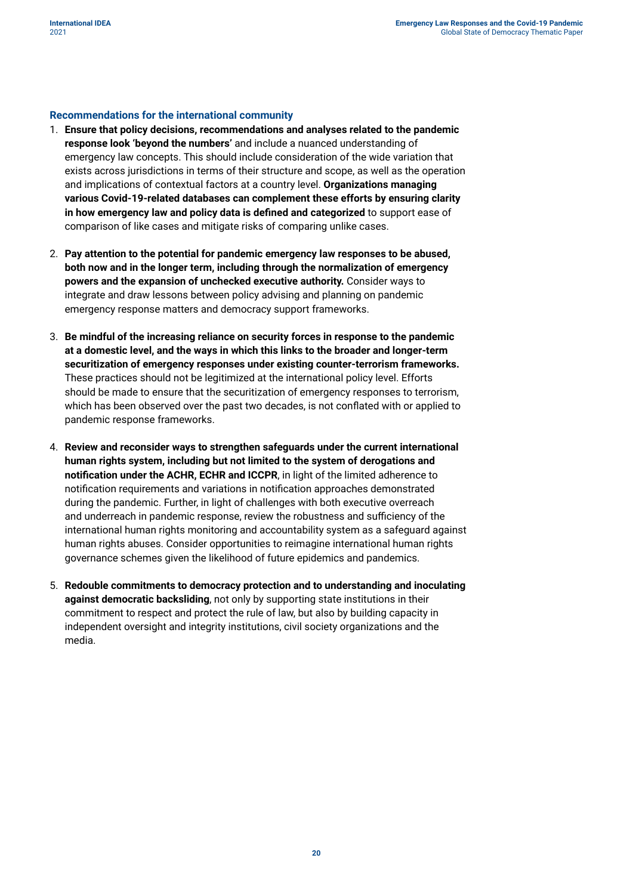### Recommendations for the international community

1. **Ensure that policy decisions, recommendations and analyses related to the pandemic response look 'beyond the numbers'** and include a nuanced understanding of emergency law concepts. This should include consideration of the wide variation that exists across jurisdictions in terms of their structure and scope, as well as the operation and implications of contextual factors at a country level. **Organizations managing various Covid-19-related databases can complement these efforts by ensuring clarity in how emergency law and policy data is defined and categorized** to support ease of comparison of like cases and mitigate risks of comparing unlike cases.

2. **Pay attention to the potential for pandemic emergency law responses to be abused, both now and in the longer term, including through the normalization of emergency powers and the expansion of unchecked executive authority.** Consider ways to integrate and draw lessons between policy advising and planning on pandemic emergency response matters and democracy support frameworks.

3. **Be mindful of the increasing reliance on security forces in response to the pandemic at a domestic level, and the ways in which this links to the broader and longer-term securitization of emergency responses under existing counter-terrorism frameworks.** These practices should not be legitimized at the international policy level. Efforts should be made to ensure that the securitization of emergency responses to terrorism, which has been observed over the past two decades, is not conflated with or applied to pandemic response frameworks.

4. **Review and reconsider ways to strengthen safeguards under the current international human rights system, including but not limited to the system of derogations and notification under the ACHR, ECHR and ICCPR**, in light of the limited adherence to notification requirements and variations in notification approaches demonstrated during the pandemic. Further, in light of challenges with both executive overreach and underreach in pandemic response, review the robustness and sufficiency of the international human rights monitoring and accountability system as a safeguard against human rights abuses. Consider opportunities to reimagine international human rights governance schemes given the likelihood of future epidemics and pandemics.

5. **Redouble commitments to democracy protection and to understanding and inoculating against democratic backsliding**, not only by supporting state institutions in their commitment to respect and protect the rule of law, but also by building capacity in independent oversight and integrity institutions, civil society organizations and the media.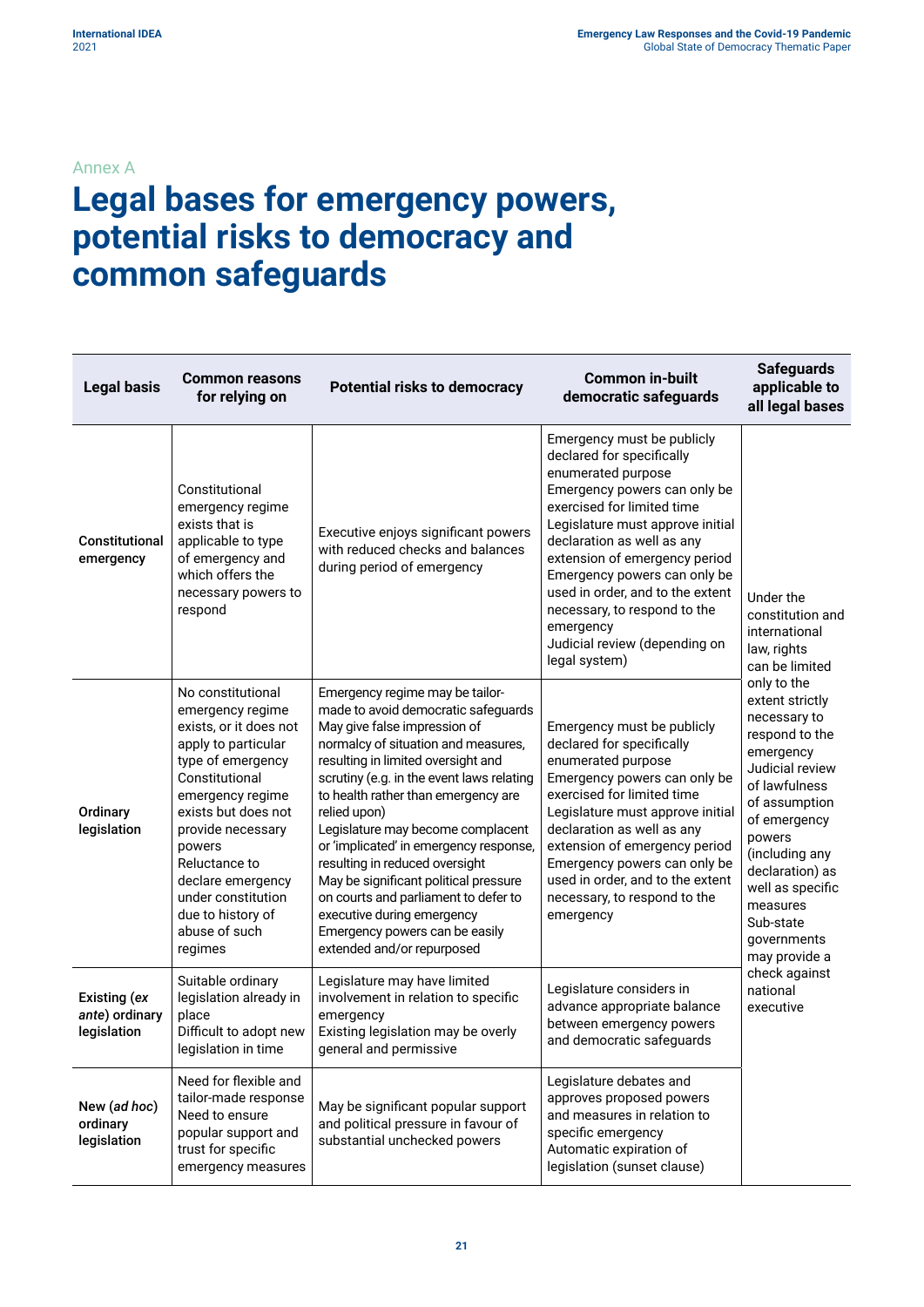Annex A

# Legal bases for emergency powers, potential risks to democracy and common safeguards

| Legal basis | Common reasons for relying on | Potential risks to democracy | Common in-built democratic safeguards | Safeguards applicable to all legal bases |
|---|---|---|---|---|
| Constitutional emergency | Constitutional emergency regime exists that is applicable to type of emergency and which offers the necessary powers to respond | Executive enjoys significant powers with reduced checks and balances during period of emergency | Emergency must be publicly declared for specifically enumerated purpose<br>Emergency powers can only be exercised for limited time<br>Legislature must approve initial declaration as well as any extension of emergency period<br>Emergency powers can only be used in order, and to the extent necessary, to respond to the emergency<br>Judicial review (depending on legal system) | Under the constitution and international law, rights can be limited only to the extent strictly necessary to respond to the emergency<br>Judicial review of lawfulness of assumption of emergency powers (including any declaration) as well as specific measures<br>Sub-state governments may provide a check against national executive |
| Ordinary legislation | No constitutional emergency regime exists, or it does not apply to particular type of emergency<br>Constitutional emergency regime exists but does not provide necessary powers<br>Reluctance to declare emergency under constitution due to history of abuse of such regimes | Emergency regime may be tailor-made to avoid democratic safeguards<br>May give false impression of normalcy of situation and measures, resulting in limited oversight and scrutiny (e.g. in the event laws relating to health rather than emergency are relied upon)<br>Legislature may become complacent or 'implicated' in emergency response, resulting in reduced oversight<br>May be significant political pressure on courts and parliament to defer to executive during emergency<br>Emergency powers can be easily extended and/or repurposed | Emergency must be publicly declared for specifically enumerated purpose<br>Emergency powers can only be exercised for limited time<br>Legislature must approve initial declaration as well as any extension of emergency period<br>Emergency powers can only be used in order, and to the extent necessary, to respond to the emergency | |
| Existing (*ex ante*) ordinary legislation | Suitable ordinary legislation already in place<br>Difficult to adopt new legislation in time | Legislature may have limited involvement in relation to specific emergency<br>Existing legislation may be overly general and permissive | Legislature considers in advance appropriate balance between emergency powers and democratic safeguards | |
| New (*ad hoc*) ordinary legislation | Need for flexible and tailor-made response<br>Need to ensure popular support and trust for specific emergency measures | May be significant popular support and political pressure in favour of substantial unchecked powers | Legislature debates and approves proposed powers and measures in relation to specific emergency<br>Automatic expiration of legislation (sunset clause) | |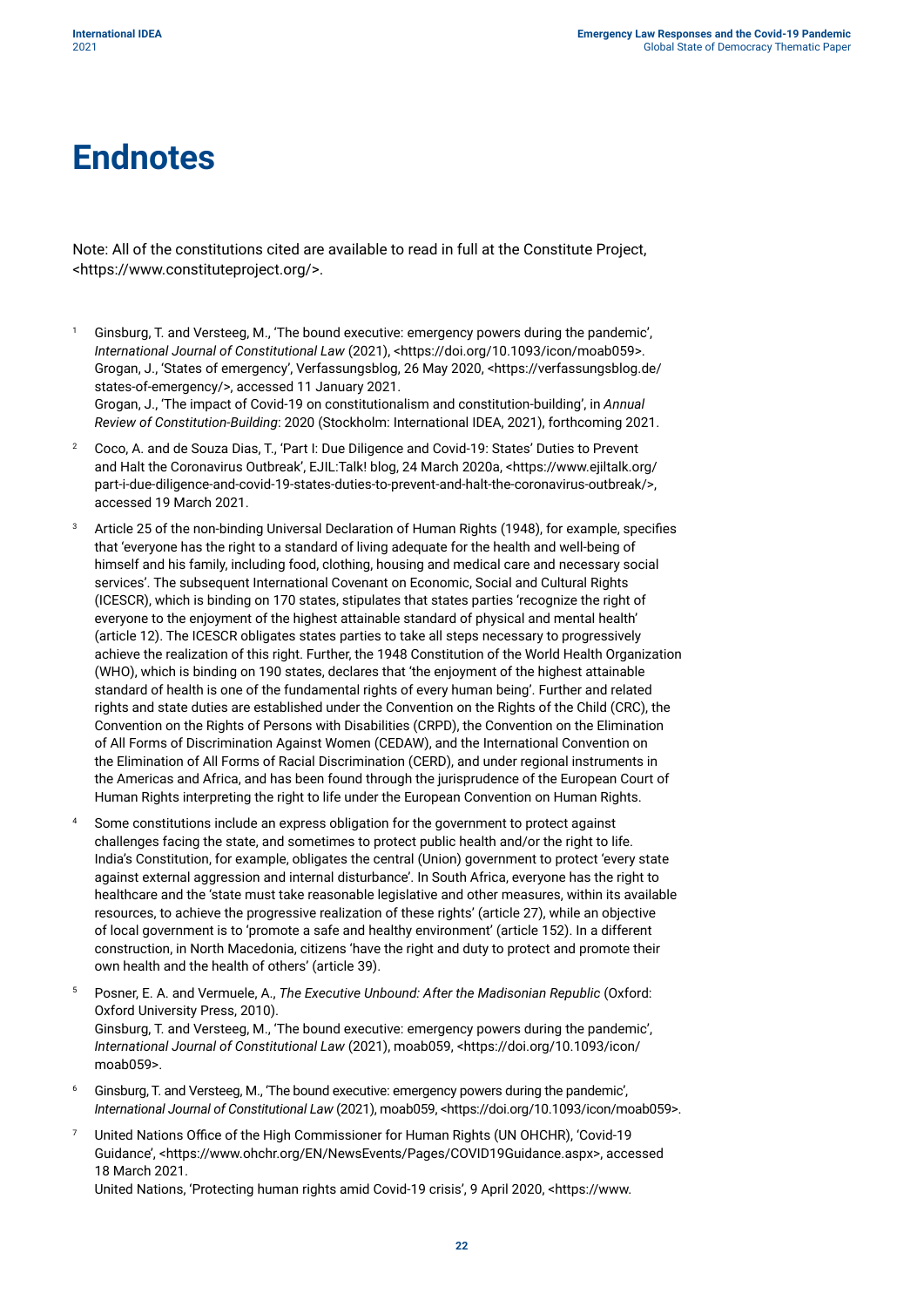# Endnotes

Note: All of the constitutions cited are available to read in full at the Constitute Project, <https://www.constituteproject.org/>.

1. Ginsburg, T. and Versteeg, M., 'The bound executive: emergency powers during the pandemic', *International Journal of Constitutional Law* (2021), <https://doi.org/10.1093/icon/moab059>.
   Grogan, J., 'States of emergency', Verfassungsblog, 26 May 2020, <https://verfassungsblog.de/states-of-emergency/>, accessed 11 January 2021.
   Grogan, J., 'The impact of Covid-19 on constitutionalism and constitution-building', in *Annual Review of Constitution-Building*: 2020 (Stockholm: International IDEA, 2021), forthcoming 2021.

2. Coco, A. and de Souza Dias, T., 'Part I: Due Diligence and Covid-19: States' Duties to Prevent and Halt the Coronavirus Outbreak', EJIL:Talk! blog, 24 March 2020a, <https://www.ejiltalk.org/part-i-due-diligence-and-covid-19-states-duties-to-prevent-and-halt-the-coronavirus-outbreak/>, accessed 19 March 2021.

3. Article 25 of the non-binding Universal Declaration of Human Rights (1948), for example, specifies that 'everyone has the right to a standard of living adequate for the health and well-being of himself and his family, including food, clothing, housing and medical care and necessary social services'. The subsequent International Covenant on Economic, Social and Cultural Rights (ICESCR), which is binding on 170 states, stipulates that states parties 'recognize the right of everyone to the enjoyment of the highest attainable standard of physical and mental health' (article 12). The ICESCR obligates states parties to take all steps necessary to progressively achieve the realization of this right. Further, the 1948 Constitution of the World Health Organization (WHO), which is binding on 190 states, declares that 'the enjoyment of the highest attainable standard of health is one of the fundamental rights of every human being'. Further and related rights and state duties are established under the Convention on the Rights of the Child (CRC), the Convention on the Rights of Persons with Disabilities (CRPD), the Convention on the Elimination of All Forms of Discrimination Against Women (CEDAW), and the International Convention on the Elimination of All Forms of Racial Discrimination (CERD), and under regional instruments in the Americas and Africa, and has been found through the jurisprudence of the European Court of Human Rights interpreting the right to life under the European Convention on Human Rights.

4. Some constitutions include an express obligation for the government to protect against challenges facing the state, and sometimes to protect public health and/or the right to life. India's Constitution, for example, obligates the central (Union) government to protect 'every state against external aggression and internal disturbance'. In South Africa, everyone has the right to healthcare and the 'state must take reasonable legislative and other measures, within its available resources, to achieve the progressive realization of these rights' (article 27), while an objective of local government is to 'promote a safe and healthy environment' (article 152). In a different construction, in North Macedonia, citizens 'have the right and duty to protect and promote their own health and the health of others' (article 39).

5. Posner, E. A. and Vermuele, A., *The Executive Unbound: After the Madisonian Republic* (Oxford: Oxford University Press, 2010).
   Ginsburg, T. and Versteeg, M., 'The bound executive: emergency powers during the pandemic', *International Journal of Constitutional Law* (2021), moab059, <https://doi.org/10.1093/icon/moab059>.

6. Ginsburg, T. and Versteeg, M., 'The bound executive: emergency powers during the pandemic', *International Journal of Constitutional Law* (2021), moab059, <https://doi.org/10.1093/icon/moab059>.

7. United Nations Office of the High Commissioner for Human Rights (UN OHCHR), 'Covid-19 Guidance', <https://www.ohchr.org/EN/NewsEvents/Pages/COVID19Guidance.aspx>, accessed 18 March 2021.
   United Nations, 'Protecting human rights amid Covid-19 crisis', 9 April 2020, <https://www.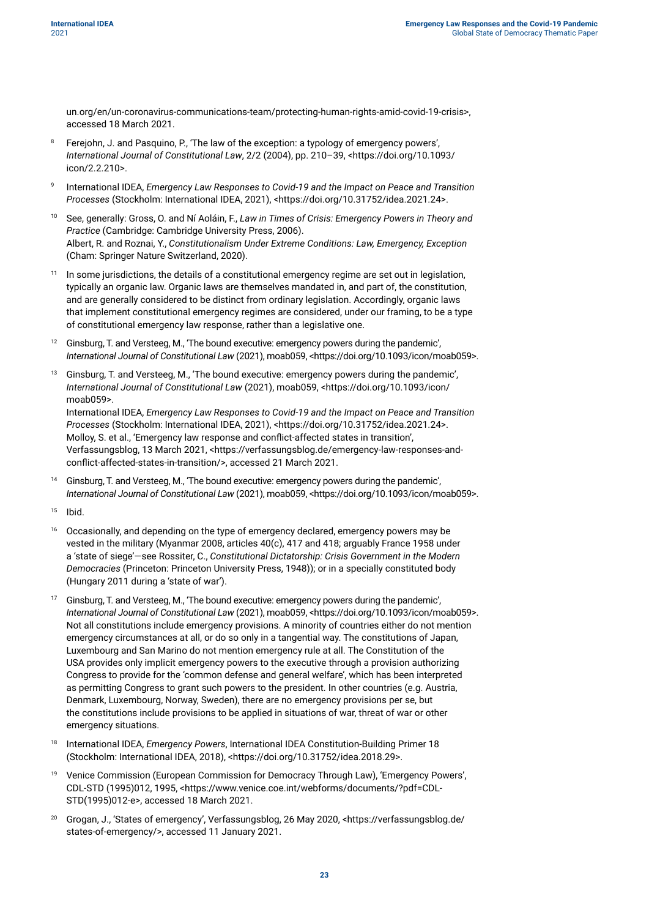un.org/en/un-coronavirus-communications-team/protecting-human-rights-amid-covid-19-crisis>, accessed 18 March 2021.

8 Ferejohn, J. and Pasquino, P., 'The law of the exception: a typology of emergency powers', *International Journal of Constitutional Law*, 2/2 (2004), pp. 210–39, <https://doi.org/10.1093/icon/2.2.210>.

9 International IDEA, *Emergency Law Responses to Covid-19 and the Impact on Peace and Transition Processes* (Stockholm: International IDEA, 2021), <https://doi.org/10.31752/idea.2021.24>.

10 See, generally: Gross, O. and Ní Aoláin, F., *Law in Times of Crisis: Emergency Powers in Theory and Practice* (Cambridge: Cambridge University Press, 2006).
Albert, R. and Roznai, Y., *Constitutionalism Under Extreme Conditions: Law, Emergency, Exception* (Cham: Springer Nature Switzerland, 2020).

11 In some jurisdictions, the details of a constitutional emergency regime are set out in legislation, typically an organic law. Organic laws are themselves mandated in, and part of, the constitution, and are generally considered to be distinct from ordinary legislation. Accordingly, organic laws that implement constitutional emergency regimes are considered, under our framing, to be a type of constitutional emergency law response, rather than a legislative one.

12 Ginsburg, T. and Versteeg, M., 'The bound executive: emergency powers during the pandemic', *International Journal of Constitutional Law* (2021), moab059, <https://doi.org/10.1093/icon/moab059>.

13 Ginsburg, T. and Versteeg, M., 'The bound executive: emergency powers during the pandemic', *International Journal of Constitutional Law* (2021), moab059, <https://doi.org/10.1093/icon/moab059>.
International IDEA, *Emergency Law Responses to Covid-19 and the Impact on Peace and Transition Processes* (Stockholm: International IDEA, 2021), <https://doi.org/10.31752/idea.2021.24>.
Molloy, S. et al., 'Emergency law response and conflict-affected states in transition', Verfassungsblog, 13 March 2021, <https://verfassungsblog.de/emergency-law-responses-and-conflict-affected-states-in-transition/>, accessed 21 March 2021.

14 Ginsburg, T. and Versteeg, M., 'The bound executive: emergency powers during the pandemic', *International Journal of Constitutional Law* (2021), moab059, <https://doi.org/10.1093/icon/moab059>.

15 Ibid.

16 Occasionally, and depending on the type of emergency declared, emergency powers may be vested in the military (Myanmar 2008, articles 40(c), 417 and 418; arguably France 1958 under a 'state of siege'—see Rossiter, C., *Constitutional Dictatorship: Crisis Government in the Modern Democracies* (Princeton: Princeton University Press, 1948)); or in a specially constituted body (Hungary 2011 during a 'state of war').

17 Ginsburg, T. and Versteeg, M., 'The bound executive: emergency powers during the pandemic', *International Journal of Constitutional Law* (2021), moab059, <https://doi.org/10.1093/icon/moab059>.
Not all constitutions include emergency provisions. A minority of countries either do not mention emergency circumstances at all, or do so only in a tangential way. The constitutions of Japan, Luxembourg and San Marino do not mention emergency rule at all. The Constitution of the USA provides only implicit emergency powers to the executive through a provision authorizing Congress to provide for the 'common defense and general welfare', which has been interpreted as permitting Congress to grant such powers to the president. In other countries (e.g. Austria, Denmark, Luxembourg, Norway, Sweden), there are no emergency provisions per se, but the constitutions include provisions to be applied in situations of war, threat of war or other emergency situations.

18 International IDEA, *Emergency Powers*, International IDEA Constitution-Building Primer 18 (Stockholm: International IDEA, 2018), <https://doi.org/10.31752/idea.2018.29>.

19 Venice Commission (European Commission for Democracy Through Law), 'Emergency Powers', CDL-STD (1995)012, 1995, <https://www.venice.coe.int/webforms/documents/?pdf=CDL-STD(1995)012-e>, accessed 18 March 2021.

20 Grogan, J., 'States of emergency', Verfassungsblog, 26 May 2020, <https://verfassungsblog.de/states-of-emergency/>, accessed 11 January 2021.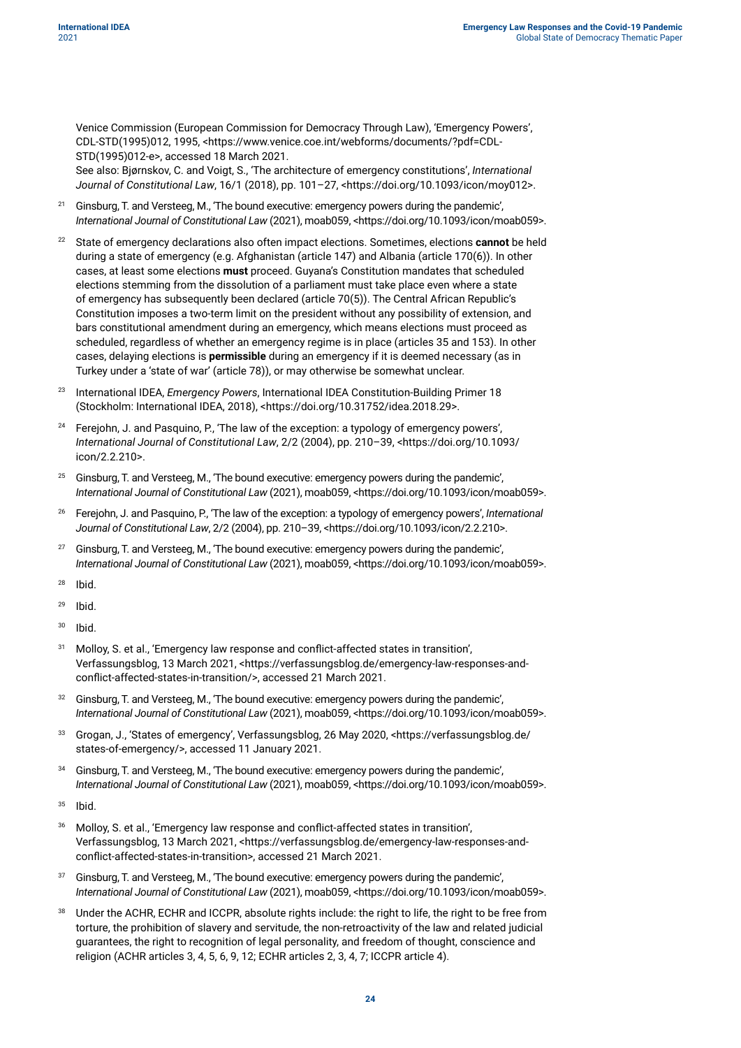Venice Commission (European Commission for Democracy Through Law), 'Emergency Powers', CDL-STD(1995)012, 1995, <https://www.venice.coe.int/webforms/documents/?pdf=CDL-STD(1995)012-e>, accessed 18 March 2021.
See also: Bjørnskov, C. and Voigt, S., 'The architecture of emergency constitutions', *International Journal of Constitutional Law*, 16/1 (2018), pp. 101–27, <https://doi.org/10.1093/icon/moy012>.

[21] Ginsburg, T. and Versteeg, M., 'The bound executive: emergency powers during the pandemic', *International Journal of Constitutional Law* (2021), moab059, <https://doi.org/10.1093/icon/moab059>.

[22] State of emergency declarations also often impact elections. Sometimes, elections **cannot** be held during a state of emergency (e.g. Afghanistan (article 147) and Albania (article 170(6)). In other cases, at least some elections **must** proceed. Guyana's Constitution mandates that scheduled elections stemming from the dissolution of a parliament must take place even where a state of emergency has subsequently been declared (article 70(5)). The Central African Republic's Constitution imposes a two-term limit on the president without any possibility of extension, and bars constitutional amendment during an emergency, which means elections must proceed as scheduled, regardless of whether an emergency regime is in place (articles 35 and 153). In other cases, delaying elections is **permissible** during an emergency if it is deemed necessary (as in Turkey under a 'state of war' (article 78)), or may otherwise be somewhat unclear.

[23] International IDEA, *Emergency Powers*, International IDEA Constitution-Building Primer 18 (Stockholm: International IDEA, 2018), <https://doi.org/10.31752/idea.2018.29>.

[24] Ferejohn, J. and Pasquino, P., 'The law of the exception: a typology of emergency powers', *International Journal of Constitutional Law*, 2/2 (2004), pp. 210–39, <https://doi.org/10.1093/icon/2.2.210>.

[25] Ginsburg, T. and Versteeg, M., 'The bound executive: emergency powers during the pandemic', *International Journal of Constitutional Law* (2021), moab059, <https://doi.org/10.1093/icon/moab059>.

[26] Ferejohn, J. and Pasquino, P., 'The law of the exception: a typology of emergency powers', *International Journal of Constitutional Law*, 2/2 (2004), pp. 210–39, <https://doi.org/10.1093/icon/2.2.210>.

[27] Ginsburg, T. and Versteeg, M., 'The bound executive: emergency powers during the pandemic', *International Journal of Constitutional Law* (2021), moab059, <https://doi.org/10.1093/icon/moab059>.

[28] Ibid.

[29] Ibid.

[30] Ibid.

[31] Molloy, S. et al., 'Emergency law response and conflict-affected states in transition', Verfassungsblog, 13 March 2021, <https://verfassungsblog.de/emergency-law-responses-and-conflict-affected-states-in-transition/>, accessed 21 March 2021.

[32] Ginsburg, T. and Versteeg, M., 'The bound executive: emergency powers during the pandemic', *International Journal of Constitutional Law* (2021), moab059, <https://doi.org/10.1093/icon/moab059>.

[33] Grogan, J., 'States of emergency', Verfassungsblog, 26 May 2020, <https://verfassungsblog.de/states-of-emergency/>, accessed 11 January 2021.

[34] Ginsburg, T. and Versteeg, M., 'The bound executive: emergency powers during the pandemic', *International Journal of Constitutional Law* (2021), moab059, <https://doi.org/10.1093/icon/moab059>.

[35] Ibid.

[36] Molloy, S. et al., 'Emergency law response and conflict-affected states in transition', Verfassungsblog, 13 March 2021, <https://verfassungsblog.de/emergency-law-responses-and-conflict-affected-states-in-transition>, accessed 21 March 2021.

[37] Ginsburg, T. and Versteeg, M., 'The bound executive: emergency powers during the pandemic', *International Journal of Constitutional Law* (2021), moab059, <https://doi.org/10.1093/icon/moab059>.

[38] Under the ACHR, ECHR and ICCPR, absolute rights include: the right to life, the right to be free from torture, the prohibition of slavery and servitude, the non-retroactivity of the law and related judicial guarantees, the right to recognition of legal personality, and freedom of thought, conscience and religion (ACHR articles 3, 4, 5, 6, 9, 12; ECHR articles 2, 3, 4, 7; ICCPR article 4).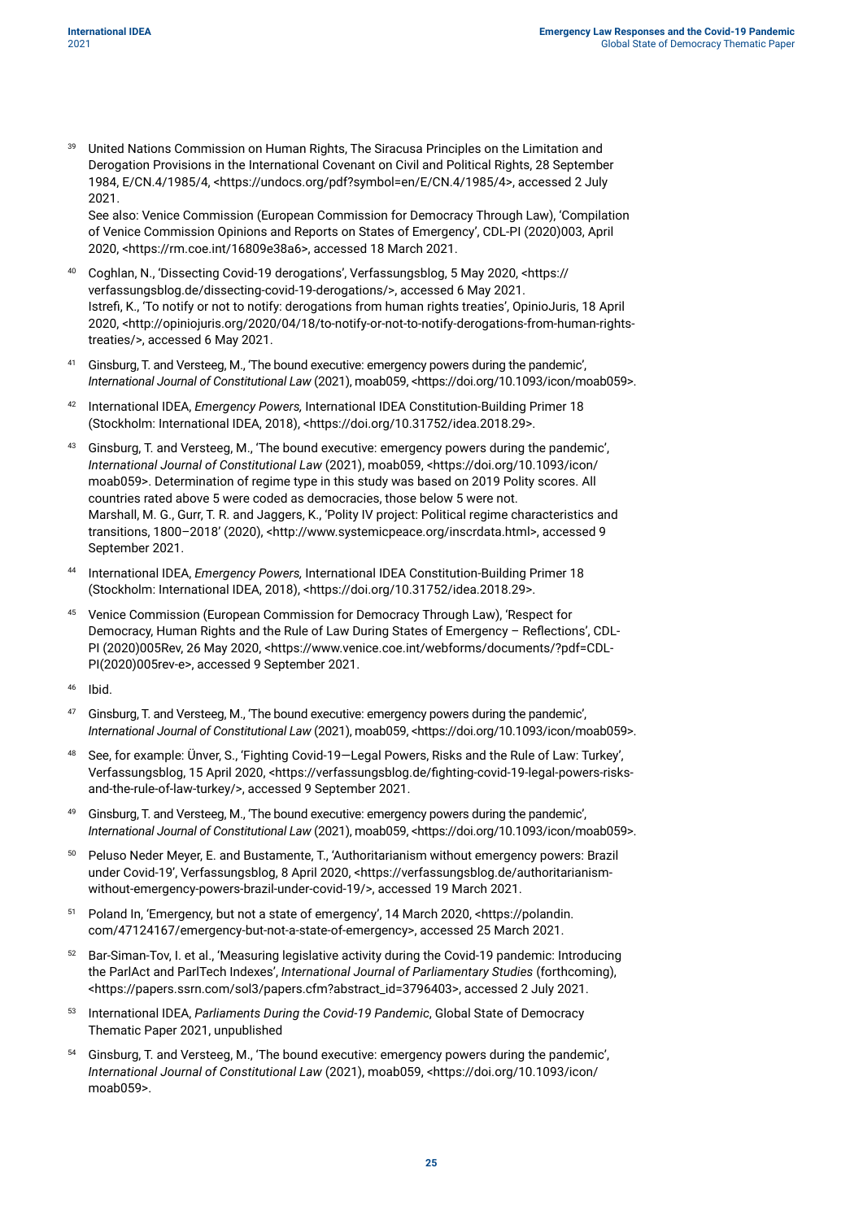[39] United Nations Commission on Human Rights, The Siracusa Principles on the Limitation and Derogation Provisions in the International Covenant on Civil and Political Rights, 28 September 1984, E/CN.4/1985/4, <https://undocs.org/pdf?symbol=en/E/CN.4/1985/4>, accessed 2 July 2021.
See also: Venice Commission (European Commission for Democracy Through Law), 'Compilation of Venice Commission Opinions and Reports on States of Emergency', CDL-PI (2020)003, April 2020, <https://rm.coe.int/16809e38a6>, accessed 18 March 2021.

[40] Coghlan, N., 'Dissecting Covid-19 derogations', Verfassungsblog, 5 May 2020, <https://verfassungsblog.de/dissecting-covid-19-derogations/>, accessed 6 May 2021.
Istrefi, K., 'To notify or not to notify: derogations from human rights treaties', OpinioJuris, 18 April 2020, <http://opiniojuris.org/2020/04/18/to-notify-or-not-to-notify-derogations-from-human-rights-treaties/>, accessed 6 May 2021.

[41] Ginsburg, T. and Versteeg, M., 'The bound executive: emergency powers during the pandemic', *International Journal of Constitutional Law* (2021), moab059, <https://doi.org/10.1093/icon/moab059>.

[42] International IDEA, *Emergency Powers,* International IDEA Constitution-Building Primer 18 (Stockholm: International IDEA, 2018), <https://doi.org/10.31752/idea.2018.29>.

[43] Ginsburg, T. and Versteeg, M., 'The bound executive: emergency powers during the pandemic', *International Journal of Constitutional Law* (2021), moab059, <https://doi.org/10.1093/icon/moab059>. Determination of regime type in this study was based on 2019 Polity scores. All countries rated above 5 were coded as democracies, those below 5 were not.
Marshall, M. G., Gurr, T. R. and Jaggers, K., 'Polity IV project: Political regime characteristics and transitions, 1800–2018' (2020), <http://www.systemicpeace.org/inscrdata.html>, accessed 9 September 2021.

[44] International IDEA, *Emergency Powers,* International IDEA Constitution-Building Primer 18 (Stockholm: International IDEA, 2018), <https://doi.org/10.31752/idea.2018.29>.

[45] Venice Commission (European Commission for Democracy Through Law), 'Respect for Democracy, Human Rights and the Rule of Law During States of Emergency – Reflections', CDL-PI (2020)005Rev, 26 May 2020, <https://www.venice.coe.int/webforms/documents/?pdf=CDL-PI(2020)005rev-e>, accessed 9 September 2021.

[46] Ibid.

[47] Ginsburg, T. and Versteeg, M., 'The bound executive: emergency powers during the pandemic', *International Journal of Constitutional Law* (2021), moab059, <https://doi.org/10.1093/icon/moab059>.

[48] See, for example: Ünver, S., 'Fighting Covid-19—Legal Powers, Risks and the Rule of Law: Turkey', Verfassungsblog, 15 April 2020, <https://verfassungsblog.de/fighting-covid-19-legal-powers-risks-and-the-rule-of-law-turkey/>, accessed 9 September 2021.

[49] Ginsburg, T. and Versteeg, M., 'The bound executive: emergency powers during the pandemic', *International Journal of Constitutional Law* (2021), moab059, <https://doi.org/10.1093/icon/moab059>.

[50] Peluso Neder Meyer, E. and Bustamente, T., 'Authoritarianism without emergency powers: Brazil under Covid-19', Verfassungsblog, 8 April 2020, <https://verfassungsblog.de/authoritarianism-without-emergency-powers-brazil-under-covid-19/>, accessed 19 March 2021.

[51] Poland In, 'Emergency, but not a state of emergency', 14 March 2020, <https://polandin.com/47124167/emergency-but-not-a-state-of-emergency>, accessed 25 March 2021.

[52] Bar-Siman-Tov, I. et al., 'Measuring legislative activity during the Covid-19 pandemic: Introducing the ParlAct and ParlTech Indexes', *International Journal of Parliamentary Studies* (forthcoming), <https://papers.ssrn.com/sol3/papers.cfm?abstract_id=3796403>, accessed 2 July 2021.

[53] International IDEA, *Parliaments During the Covid-19 Pandemic*, Global State of Democracy Thematic Paper 2021, unpublished

[54] Ginsburg, T. and Versteeg, M., 'The bound executive: emergency powers during the pandemic', *International Journal of Constitutional Law* (2021), moab059, <https://doi.org/10.1093/icon/moab059>.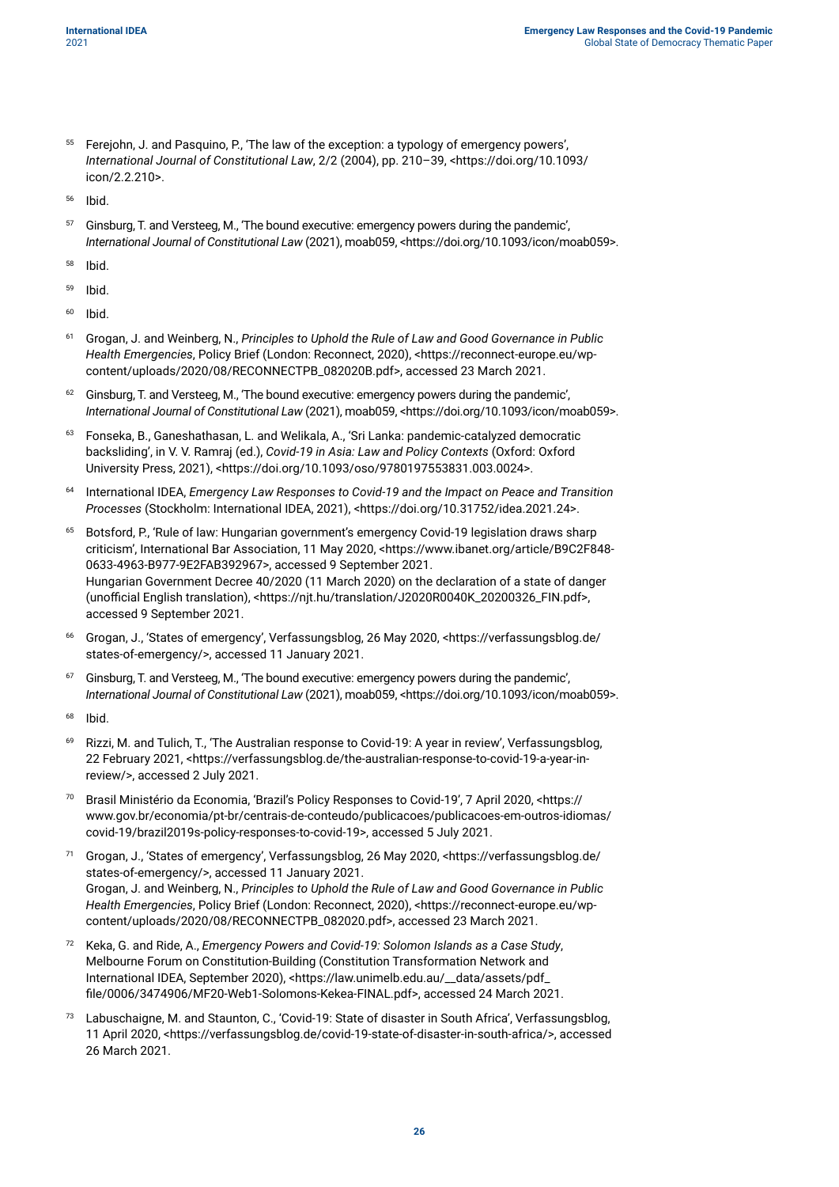55 Ferejohn, J. and Pasquino, P., 'The law of the exception: a typology of emergency powers', *International Journal of Constitutional Law*, 2/2 (2004), pp. 210–39, <https://doi.org/10.1093/icon/2.2.210>.

56 Ibid.

57 Ginsburg, T. and Versteeg, M., 'The bound executive: emergency powers during the pandemic', *International Journal of Constitutional Law* (2021), moab059, <https://doi.org/10.1093/icon/moab059>.

58 Ibid.

59 Ibid.

60 Ibid.

61 Grogan, J. and Weinberg, N., *Principles to Uphold the Rule of Law and Good Governance in Public Health Emergencies*, Policy Brief (London: Reconnect, 2020), <https://reconnect-europe.eu/wp-content/uploads/2020/08/RECONNECTPB_082020B.pdf>, accessed 23 March 2021.

62 Ginsburg, T. and Versteeg, M., 'The bound executive: emergency powers during the pandemic', *International Journal of Constitutional Law* (2021), moab059, <https://doi.org/10.1093/icon/moab059>.

63 Fonseka, B., Ganeshathasan, L. and Welikala, A., 'Sri Lanka: pandemic-catalyzed democratic backsliding', in V. V. Ramraj (ed.), *Covid-19 in Asia: Law and Policy Contexts* (Oxford: Oxford University Press, 2021), <https://doi.org/10.1093/oso/9780197553831.003.0024>.

64 International IDEA, *Emergency Law Responses to Covid-19 and the Impact on Peace and Transition Processes* (Stockholm: International IDEA, 2021), <https://doi.org/10.31752/idea.2021.24>.

65 Botsford, P., 'Rule of law: Hungarian government's emergency Covid-19 legislation draws sharp criticism', International Bar Association, 11 May 2020, <https://www.ibanet.org/article/B9C2F848-0633-4963-B977-9E2FAB392967>, accessed 9 September 2021.
Hungarian Government Decree 40/2020 (11 March 2020) on the declaration of a state of danger (unofficial English translation), <https://njt.hu/translation/J2020R0040K_20200326_FIN.pdf>, accessed 9 September 2021.

66 Grogan, J., 'States of emergency', Verfassungsblog, 26 May 2020, <https://verfassungsblog.de/states-of-emergency/>, accessed 11 January 2021.

67 Ginsburg, T. and Versteeg, M., 'The bound executive: emergency powers during the pandemic', *International Journal of Constitutional Law* (2021), moab059, <https://doi.org/10.1093/icon/moab059>.

68 Ibid.

69 Rizzi, M. and Tulich, T., 'The Australian response to Covid-19: A year in review', Verfassungsblog, 22 February 2021, <https://verfassungsblog.de/the-australian-response-to-covid-19-a-year-in-review/>, accessed 2 July 2021.

70 Brasil Ministério da Economia, 'Brazil's Policy Responses to Covid-19', 7 April 2020, <https://www.gov.br/economia/pt-br/centrais-de-conteudo/publicacoes/publicacoes-em-outros-idiomas/covid-19/brazil2019s-policy-responses-to-covid-19>, accessed 5 July 2021.

71 Grogan, J., 'States of emergency', Verfassungsblog, 26 May 2020, <https://verfassungsblog.de/states-of-emergency/>, accessed 11 January 2021.
Grogan, J. and Weinberg, N., *Principles to Uphold the Rule of Law and Good Governance in Public Health Emergencies*, Policy Brief (London: Reconnect, 2020), <https://reconnect-europe.eu/wp-content/uploads/2020/08/RECONNECTPB_082020.pdf>, accessed 23 March 2021.

72 Keka, G. and Ride, A., *Emergency Powers and Covid-19: Solomon Islands as a Case Study*, Melbourne Forum on Constitution-Building (Constitution Transformation Network and International IDEA, September 2020), <https://law.unimelb.edu.au/__data/assets/pdf_file/0006/3474906/MF20-Web1-Solomons-Kekea-FINAL.pdf>, accessed 24 March 2021.

73 Labuschaigne, M. and Staunton, C., 'Covid-19: State of disaster in South Africa', Verfassungsblog, 11 April 2020, <https://verfassungsblog.de/covid-19-state-of-disaster-in-south-africa/>, accessed 26 March 2021.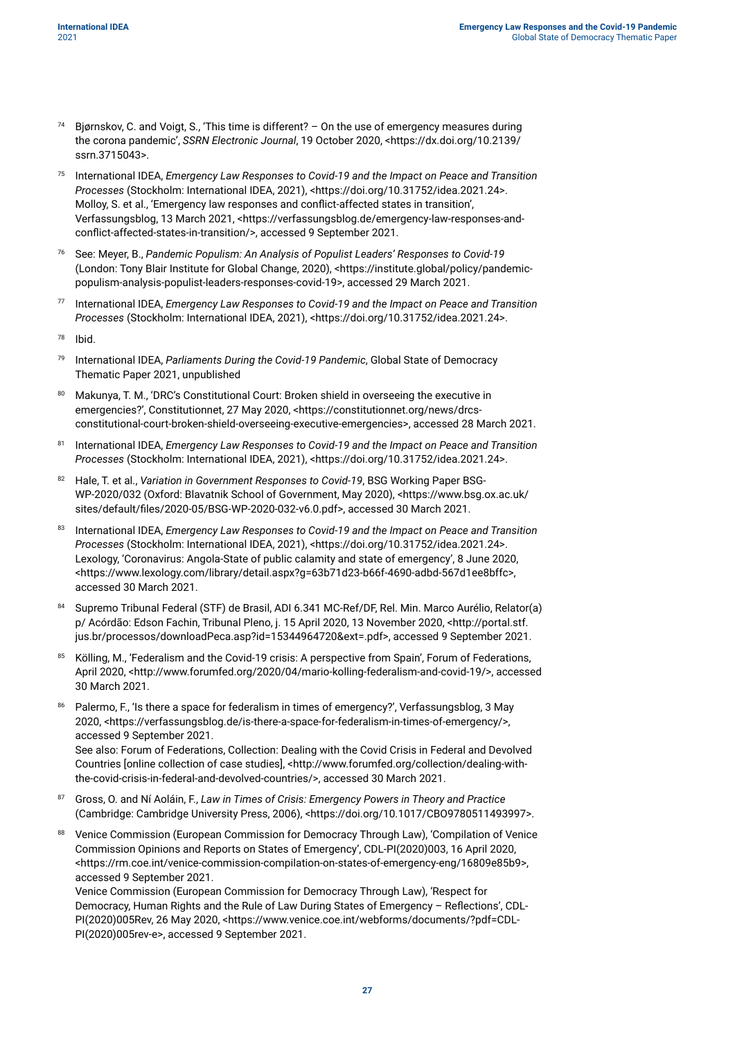[74] Bjørnskov, C. and Voigt, S., 'This time is different? – On the use of emergency measures during the corona pandemic', *SSRN Electronic Journal*, 19 October 2020, <https://dx.doi.org/10.2139/ssrn.3715043>.

[75] International IDEA, *Emergency Law Responses to Covid-19 and the Impact on Peace and Transition Processes* (Stockholm: International IDEA, 2021), <https://doi.org/10.31752/idea.2021.24>. Molloy, S. et al., 'Emergency law responses and conflict-affected states in transition', Verfassungsblog, 13 March 2021, <https://verfassungsblog.de/emergency-law-responses-and-conflict-affected-states-in-transition/>, accessed 9 September 2021.

[76] See: Meyer, B., *Pandemic Populism: An Analysis of Populist Leaders' Responses to Covid-19* (London: Tony Blair Institute for Global Change, 2020), <https://institute.global/policy/pandemic-populism-analysis-populist-leaders-responses-covid-19>, accessed 29 March 2021.

[77] International IDEA, *Emergency Law Responses to Covid-19 and the Impact on Peace and Transition Processes* (Stockholm: International IDEA, 2021), <https://doi.org/10.31752/idea.2021.24>.

[78] Ibid.

[79] International IDEA, *Parliaments During the Covid-19 Pandemic*, Global State of Democracy Thematic Paper 2021, unpublished

[80] Makunya, T. M., 'DRC's Constitutional Court: Broken shield in overseeing the executive in emergencies?', Constitutionnet, 27 May 2020, <https://constitutionnet.org/news/drcs-constitutional-court-broken-shield-overseeing-executive-emergencies>, accessed 28 March 2021.

[81] International IDEA, *Emergency Law Responses to Covid-19 and the Impact on Peace and Transition Processes* (Stockholm: International IDEA, 2021), <https://doi.org/10.31752/idea.2021.24>.

[82] Hale, T. et al., *Variation in Government Responses to Covid-19*, BSG Working Paper BSG-WP-2020/032 (Oxford: Blavatnik School of Government, May 2020), <https://www.bsg.ox.ac.uk/sites/default/files/2020-05/BSG-WP-2020-032-v6.0.pdf>, accessed 30 March 2021.

[83] International IDEA, *Emergency Law Responses to Covid-19 and the Impact on Peace and Transition Processes* (Stockholm: International IDEA, 2021), <https://doi.org/10.31752/idea.2021.24>. Lexology, 'Coronavirus: Angola-State of public calamity and state of emergency', 8 June 2020, <https://www.lexology.com/library/detail.aspx?g=63b71d23-b66f-4690-adbd-567d1ee8bffc>, accessed 30 March 2021.

[84] Supremo Tribunal Federal (STF) de Brasil, ADI 6.341 MC-Ref/DF, Rel. Min. Marco Aurélio, Relator(a) p/ Acórdão: Edson Fachin, Tribunal Pleno, j. 15 April 2020, 13 November 2020, <http://portal.stf.jus.br/processos/downloadPeca.asp?id=15344964720&ext=.pdf>, accessed 9 September 2021.

[85] Kölling, M., 'Federalism and the Covid-19 crisis: A perspective from Spain', Forum of Federations, April 2020, <http://www.forumfed.org/2020/04/mario-kolling-federalism-and-covid-19/>, accessed 30 March 2021.

[86] Palermo, F., 'Is there a space for federalism in times of emergency?', Verfassungsblog, 3 May 2020, <https://verfassungsblog.de/is-there-a-space-for-federalism-in-times-of-emergency/>, accessed 9 September 2021.
See also: Forum of Federations, Collection: Dealing with the Covid Crisis in Federal and Devolved Countries [online collection of case studies], <http://www.forumfed.org/collection/dealing-with-the-covid-crisis-in-federal-and-devolved-countries/>, accessed 30 March 2021.

[87] Gross, O. and Ní Aoláin, F., *Law in Times of Crisis: Emergency Powers in Theory and Practice* (Cambridge: Cambridge University Press, 2006), <https://doi.org/10.1017/CBO9780511493997>.

[88] Venice Commission (European Commission for Democracy Through Law), 'Compilation of Venice Commission Opinions and Reports on States of Emergency', CDL-PI(2020)003, 16 April 2020, <https://rm.coe.int/venice-commission-compilation-on-states-of-emergency-eng/16809e85b9>, accessed 9 September 2021.
Venice Commission (European Commission for Democracy Through Law), 'Respect for Democracy, Human Rights and the Rule of Law During States of Emergency – Reflections', CDL-PI(2020)005Rev, 26 May 2020, <https://www.venice.coe.int/webforms/documents/?pdf=CDL-PI(2020)005rev-e>, accessed 9 September 2021.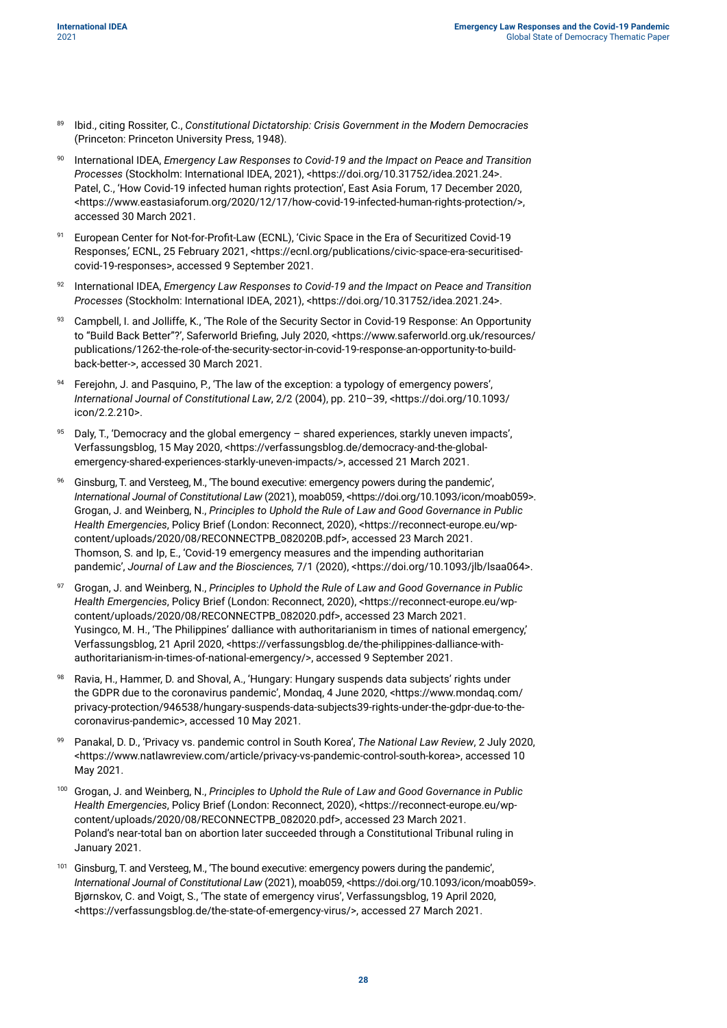89. Ibid., citing Rossiter, C., *Constitutional Dictatorship: Crisis Government in the Modern Democracies* (Princeton: Princeton University Press, 1948).

90. International IDEA, *Emergency Law Responses to Covid-19 and the Impact on Peace and Transition Processes* (Stockholm: International IDEA, 2021), <https://doi.org/10.31752/idea.2021.24>. Patel, C., 'How Covid-19 infected human rights protection', East Asia Forum, 17 December 2020, <https://www.eastasiaforum.org/2020/12/17/how-covid-19-infected-human-rights-protection/>, accessed 30 March 2021.

91. European Center for Not-for-Profit-Law (ECNL), 'Civic Space in the Era of Securitized Covid-19 Responses,' ECNL, 25 February 2021, <https://ecnl.org/publications/civic-space-era-securitised-covid-19-responses>, accessed 9 September 2021.

92. International IDEA, *Emergency Law Responses to Covid-19 and the Impact on Peace and Transition Processes* (Stockholm: International IDEA, 2021), <https://doi.org/10.31752/idea.2021.24>.

93. Campbell, I. and Jolliffe, K., 'The Role of the Security Sector in Covid-19 Response: An Opportunity to "Build Back Better"?', Saferworld Briefing, July 2020, <https://www.saferworld.org.uk/resources/publications/1262-the-role-of-the-security-sector-in-covid-19-response-an-opportunity-to-build-back-better->, accessed 30 March 2021.

94. Ferejohn, J. and Pasquino, P., 'The law of the exception: a typology of emergency powers', *International Journal of Constitutional Law*, 2/2 (2004), pp. 210–39, <https://doi.org/10.1093/icon/2.2.210>.

95. Daly, T., 'Democracy and the global emergency – shared experiences, starkly uneven impacts', Verfassungsblog, 15 May 2020, <https://verfassungsblog.de/democracy-and-the-global-emergency-shared-experiences-starkly-uneven-impacts/>, accessed 21 March 2021.

96. Ginsburg, T. and Versteeg, M., 'The bound executive: emergency powers during the pandemic', *International Journal of Constitutional Law* (2021), moab059, <https://doi.org/10.1093/icon/moab059>. Grogan, J. and Weinberg, N., *Principles to Uphold the Rule of Law and Good Governance in Public Health Emergencies*, Policy Brief (London: Reconnect, 2020), <https://reconnect-europe.eu/wp-content/uploads/2020/08/RECONNECTPB_082020B.pdf>, accessed 23 March 2021. Thomson, S. and Ip, E., 'Covid-19 emergency measures and the impending authoritarian pandemic', *Journal of Law and the Biosciences,* 7/1 (2020), <https://doi.org/10.1093/jlb/lsaa064>.

97. Grogan, J. and Weinberg, N., *Principles to Uphold the Rule of Law and Good Governance in Public Health Emergencies*, Policy Brief (London: Reconnect, 2020), <https://reconnect-europe.eu/wp-content/uploads/2020/08/RECONNECTPB_082020.pdf>, accessed 23 March 2021. Yusingco, M. H., 'The Philippines' dalliance with authoritarianism in times of national emergency,' Verfassungsblog, 21 April 2020, <https://verfassungsblog.de/the-philippines-dalliance-with-authoritarianism-in-times-of-national-emergency/>, accessed 9 September 2021.

98. Ravia, H., Hammer, D. and Shoval, A., 'Hungary: Hungary suspends data subjects' rights under the GDPR due to the coronavirus pandemic', Mondaq, 4 June 2020, <https://www.mondaq.com/privacy-protection/946538/hungary-suspends-data-subjects39-rights-under-the-gdpr-due-to-the-coronavirus-pandemic>, accessed 10 May 2021.

99. Panakal, D. D., 'Privacy vs. pandemic control in South Korea', *The National Law Review*, 2 July 2020, <https://www.natlawreview.com/article/privacy-vs-pandemic-control-south-korea>, accessed 10 May 2021.

100. Grogan, J. and Weinberg, N., *Principles to Uphold the Rule of Law and Good Governance in Public Health Emergencies*, Policy Brief (London: Reconnect, 2020), <https://reconnect-europe.eu/wp-content/uploads/2020/08/RECONNECTPB_082020.pdf>, accessed 23 March 2021. Poland's near-total ban on abortion later succeeded through a Constitutional Tribunal ruling in January 2021.

101. Ginsburg, T. and Versteeg, M., 'The bound executive: emergency powers during the pandemic', *International Journal of Constitutional Law* (2021), moab059, <https://doi.org/10.1093/icon/moab059>. Bjørnskov, C. and Voigt, S., 'The state of emergency virus', Verfassungsblog, 19 April 2020, <https://verfassungsblog.de/the-state-of-emergency-virus/>, accessed 27 March 2021.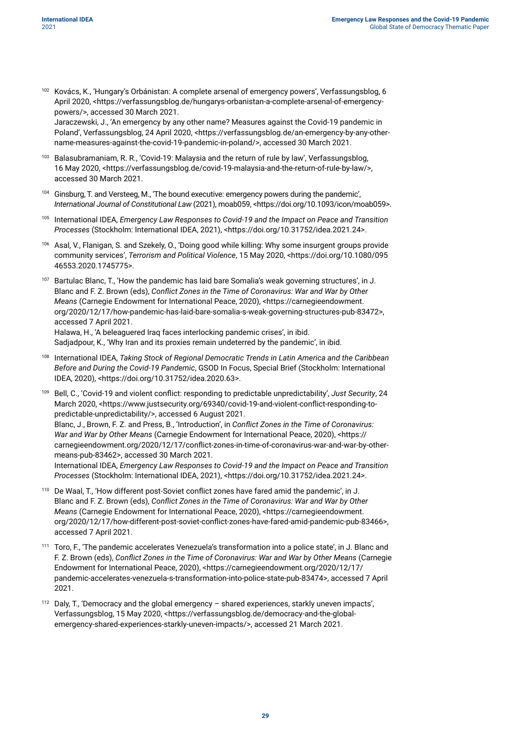[102] Kovács, K., 'Hungary's Orbánistan: A complete arsenal of emergency powers', Verfassungsblog, 6 April 2020, <https://verfassungsblog.de/hungarys-orbanistan-a-complete-arsenal-of-emergency-powers/>, accessed 30 March 2021.
Jaraczewski, J., 'An emergency by any other name? Measures against the Covid-19 pandemic in Poland', Verfassungsblog, 24 April 2020, <https://verfassungsblog.de/an-emergency-by-any-other-name-measures-against-the-covid-19-pandemic-in-poland/>, accessed 30 March 2021.

[103] Balasubramaniam, R. R., 'Covid-19: Malaysia and the return of rule by law', Verfassungsblog, 16 May 2020, <https://verfassungsblog.de/covid-19-malaysia-and-the-return-of-rule-by-law/>, accessed 30 March 2021.

[104] Ginsburg, T. and Versteeg, M., 'The bound executive: emergency powers during the pandemic', *International Journal of Constitutional Law* (2021), moab059, <https://doi.org/10.1093/icon/moab059>.

[105] International IDEA, *Emergency Law Responses to Covid-19 and the Impact on Peace and Transition Processes* (Stockholm: International IDEA, 2021), <https://doi.org/10.31752/idea.2021.24>.

[106] Asal, V., Flanigan, S. and Szekely, O., 'Doing good while killing: Why some insurgent groups provide community services', *Terrorism and Political Violence*, 15 May 2020, <https://doi.org/10.1080/09546553.2020.1745775>.

[107] Bartulac Blanc, T., 'How the pandemic has laid bare Somalia's weak governing structures', in J. Blanc and F. Z. Brown (eds), *Conflict Zones in the Time of Coronavirus: War and War by Other Means* (Carnegie Endowment for International Peace, 2020), <https://carnegieendowment.org/2020/12/17/how-pandemic-has-laid-bare-somalia-s-weak-governing-structures-pub-83472>, accessed 7 April 2021.
Halawa, H., 'A beleaguered Iraq faces interlocking pandemic crises', in ibid.
Sadjadpour, K., 'Why Iran and its proxies remain undeterred by the pandemic', in ibid.

[108] International IDEA, *Taking Stock of Regional Democratic Trends in Latin America and the Caribbean Before and During the Covid-19 Pandemic*, GSOD In Focus, Special Brief (Stockholm: International IDEA, 2020), <https://doi.org/10.31752/idea.2020.63>.

[109] Bell, C., 'Covid-19 and violent conflict: responding to predictable unpredictability', *Just Security*, 24 March 2020, <https://www.justsecurity.org/69340/covid-19-and-violent-conflict-responding-to-predictable-unpredictability/>, accessed 6 August 2021.
Blanc, J., Brown, F. Z. and Press, B., 'Introduction', in *Conflict Zones in the Time of Coronavirus: War and War by Other Means* (Carnegie Endowment for International Peace, 2020), <https://carnegieendowment.org/2020/12/17/conflict-zones-in-time-of-coronavirus-war-and-war-by-other-means-pub-83462>, accessed 30 March 2021.
International IDEA, *Emergency Law Responses to Covid-19 and the Impact on Peace and Transition Processes* (Stockholm: International IDEA, 2021), <https://doi.org/10.31752/idea.2021.24>.

[110] De Waal, T., 'How different post-Soviet conflict zones have fared amid the pandemic', in J. Blanc and F. Z. Brown (eds), *Conflict Zones in the Time of Coronavirus: War and War by Other Means* (Carnegie Endowment for International Peace, 2020), <https://carnegieendowment.org/2020/12/17/how-different-post-soviet-conflict-zones-have-fared-amid-pandemic-pub-83466>, accessed 7 April 2021.

[111] Toro, F., 'The pandemic accelerates Venezuela's transformation into a police state', in J. Blanc and F. Z. Brown (eds), *Conflict Zones in the Time of Coronavirus: War and War by Other Means* (Carnegie Endowment for International Peace, 2020), <https://carnegieendowment.org/2020/12/17/pandemic-accelerates-venezuela-s-transformation-into-police-state-pub-83474>, accessed 7 April 2021.

[112] Daly, T., 'Democracy and the global emergency – shared experiences, starkly uneven impacts', Verfassungsblog, 15 May 2020, <https://verfassungsblog.de/democracy-and-the-global-emergency-shared-experiences-starkly-uneven-impacts/>, accessed 21 March 2021.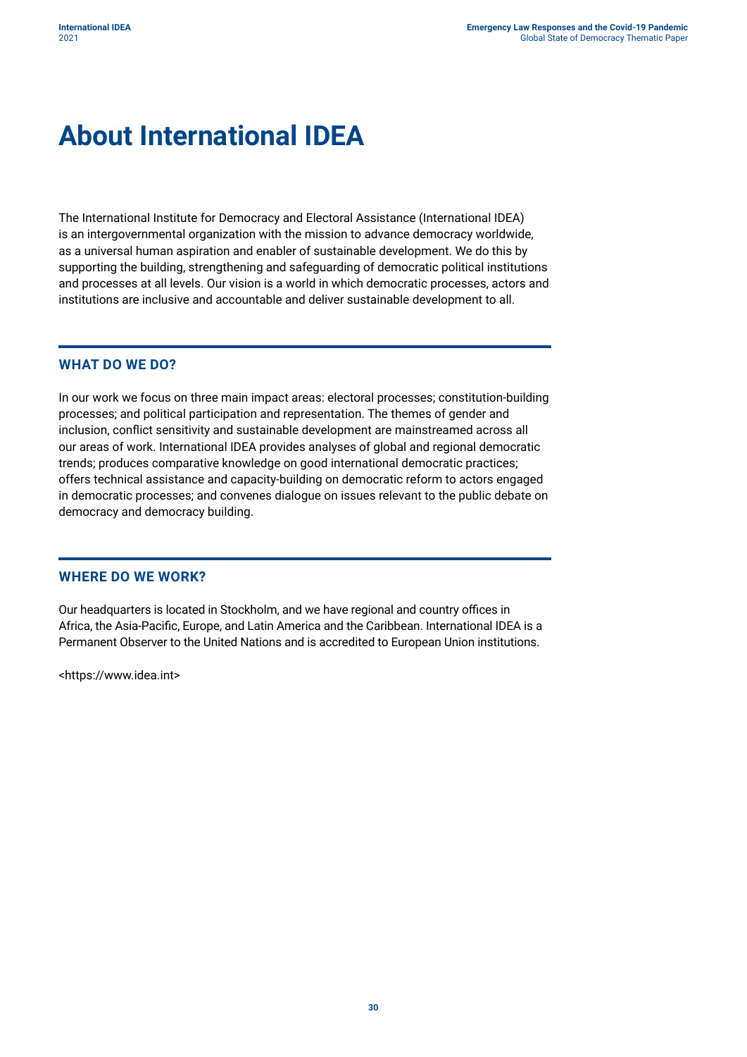# About International IDEA

The International Institute for Democracy and Electoral Assistance (International IDEA) is an intergovernmental organization with the mission to advance democracy worldwide, as a universal human aspiration and enabler of sustainable development. We do this by supporting the building, strengthening and safeguarding of democratic political institutions and processes at all levels. Our vision is a world in which democratic processes, actors and institutions are inclusive and accountable and deliver sustainable development to all.

## WHAT DO WE DO?

In our work we focus on three main impact areas: electoral processes; constitution-building processes; and political participation and representation. The themes of gender and inclusion, conflict sensitivity and sustainable development are mainstreamed across all our areas of work. International IDEA provides analyses of global and regional democratic trends; produces comparative knowledge on good international democratic practices; offers technical assistance and capacity-building on democratic reform to actors engaged in democratic processes; and convenes dialogue on issues relevant to the public debate on democracy and democracy building.

## WHERE DO WE WORK?

Our headquarters is located in Stockholm, and we have regional and country offices in Africa, the Asia-Pacific, Europe, and Latin America and the Caribbean. International IDEA is a Permanent Observer to the United Nations and is accredited to European Union institutions.

<https://www.idea.int>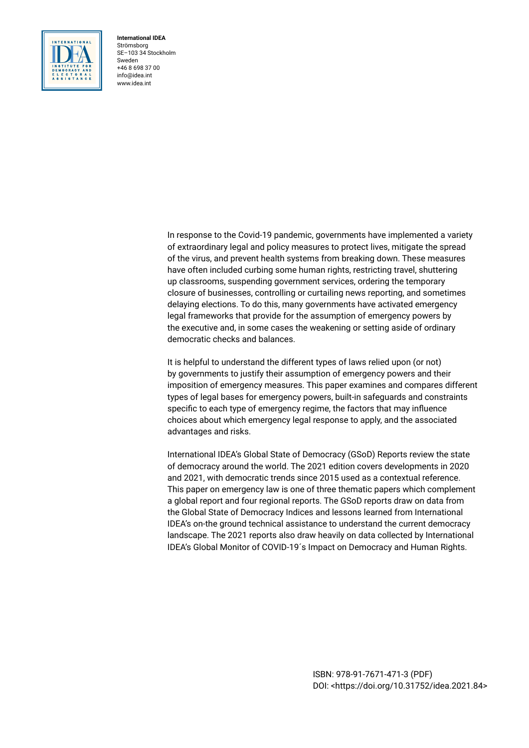**International IDEA**
Strömsborg
SE–103 34 Stockholm
Sweden
+46 8 698 37 00
info@idea.int
www.idea.int

In response to the Covid-19 pandemic, governments have implemented a variety of extraordinary legal and policy measures to protect lives, mitigate the spread of the virus, and prevent health systems from breaking down. These measures have often included curbing some human rights, restricting travel, shuttering up classrooms, suspending government services, ordering the temporary closure of businesses, controlling or curtailing news reporting, and sometimes delaying elections. To do this, many governments have activated emergency legal frameworks that provide for the assumption of emergency powers by the executive and, in some cases the weakening or setting aside of ordinary democratic checks and balances.

It is helpful to understand the different types of laws relied upon (or not) by governments to justify their assumption of emergency powers and their imposition of emergency measures. This paper examines and compares different types of legal bases for emergency powers, built-in safeguards and constraints specific to each type of emergency regime, the factors that may influence choices about which emergency legal response to apply, and the associated advantages and risks.

International IDEA's Global State of Democracy (GSoD) Reports review the state of democracy around the world. The 2021 edition covers developments in 2020 and 2021, with democratic trends since 2015 used as a contextual reference. This paper on emergency law is one of three thematic papers which complement a global report and four regional reports. The GSoD reports draw on data from the Global State of Democracy Indices and lessons learned from International IDEA's on-the ground technical assistance to understand the current democracy landscape. The 2021 reports also draw heavily on data collected by International IDEA's Global Monitor of COVID-19´s Impact on Democracy and Human Rights.

ISBN: 978-91-7671-471-3 (PDF)
DOI: <https://doi.org/10.31752/idea.2021.84>